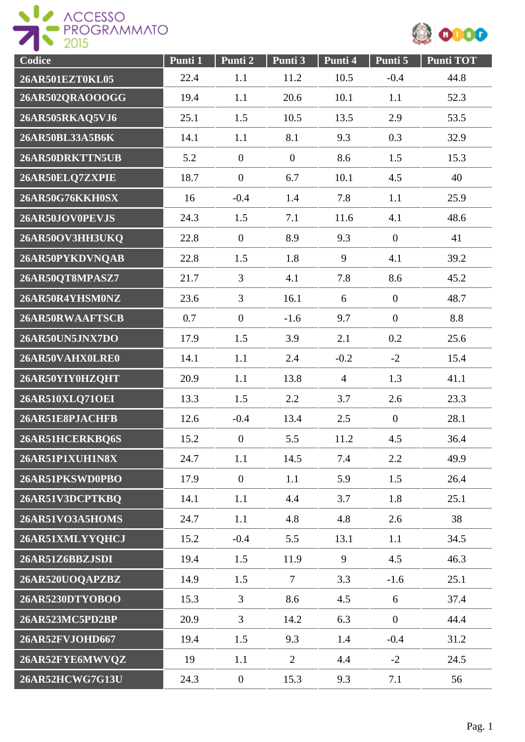| Codice | Punti 1 | Punti 2 | Punti 3 | Punti 4 | Punti 5 | Punti TOT |
|---|---|---|---|---|---|---|
| 26AR501EZT0KL05 | 22.4 | 1.1 | 11.2 | 10.5 | -0.4 | 44.8 |
| 26AR502QRAOOOGG | 19.4 | 1.1 | 20.6 | 10.1 | 1.1 | 52.3 |
| 26AR505RKAQ5VJ6 | 25.1 | 1.5 | 10.5 | 13.5 | 2.9 | 53.5 |
| 26AR50BL33A5B6K | 14.1 | 1.1 | 8.1 | 9.3 | 0.3 | 32.9 |
| 26AR50DRKTTN5UB | 5.2 | 0 | 0 | 8.6 | 1.5 | 15.3 |
| 26AR50ELQ7ZXPIE | 18.7 | 0 | 6.7 | 10.1 | 4.5 | 40 |
| 26AR50G76KKH0SX | 16 | -0.4 | 1.4 | 7.8 | 1.1 | 25.9 |
| 26AR50JOV0PEVJS | 24.3 | 1.5 | 7.1 | 11.6 | 4.1 | 48.6 |
| 26AR50OV3HH3UKQ | 22.8 | 0 | 8.9 | 9.3 | 0 | 41 |
| 26AR50PYKDVNQAB | 22.8 | 1.5 | 1.8 | 9 | 4.1 | 39.2 |
| 26AR50QT8MPASZ7 | 21.7 | 3 | 4.1 | 7.8 | 8.6 | 45.2 |
| 26AR50R4YHSM0NZ | 23.6 | 3 | 16.1 | 6 | 0 | 48.7 |
| 26AR50RWAAFTSCB | 0.7 | 0 | -1.6 | 9.7 | 0 | 8.8 |
| 26AR50UN5JNX7DO | 17.9 | 1.5 | 3.9 | 2.1 | 0.2 | 25.6 |
| 26AR50VAHX0LRE0 | 14.1 | 1.1 | 2.4 | -0.2 | -2 | 15.4 |
| 26AR50YIY0HZQHT | 20.9 | 1.1 | 13.8 | 4 | 1.3 | 41.1 |
| 26AR510XLQ71OEI | 13.3 | 1.5 | 2.2 | 3.7 | 2.6 | 23.3 |
| 26AR51E8PJACHFB | 12.6 | -0.4 | 13.4 | 2.5 | 0 | 28.1 |
| 26AR51HCERKBQ6S | 15.2 | 0 | 5.5 | 11.2 | 4.5 | 36.4 |
| 26AR51P1XUH1N8X | 24.7 | 1.1 | 14.5 | 7.4 | 2.2 | 49.9 |
| 26AR51PKSWD0PBO | 17.9 | 0 | 1.1 | 5.9 | 1.5 | 26.4 |
| 26AR51V3DCPTKBQ | 14.1 | 1.1 | 4.4 | 3.7 | 1.8 | 25.1 |
| 26AR51VO3A5HOMS | 24.7 | 1.1 | 4.8 | 4.8 | 2.6 | 38 |
| 26AR51XMLYYQHCJ | 15.2 | -0.4 | 5.5 | 13.1 | 1.1 | 34.5 |
| 26AR51Z6BBZJSDI | 19.4 | 1.5 | 11.9 | 9 | 4.5 | 46.3 |
| 26AR520UOQAPZBZ | 14.9 | 1.5 | 7 | 3.3 | -1.6 | 25.1 |
| 26AR5230DTYOBOO | 15.3 | 3 | 8.6 | 4.5 | 6 | 37.4 |
| 26AR523MC5PD2BP | 20.9 | 3 | 14.2 | 6.3 | 0 | 44.4 |
| 26AR52FVJOHD667 | 19.4 | 1.5 | 9.3 | 1.4 | -0.4 | 31.2 |
| 26AR52FYE6MWVQZ | 19 | 1.1 | 2 | 4.4 | -2 | 24.5 |
| 26AR52HCWG7G13U | 24.3 | 0 | 15.3 | 9.3 | 7.1 | 56 |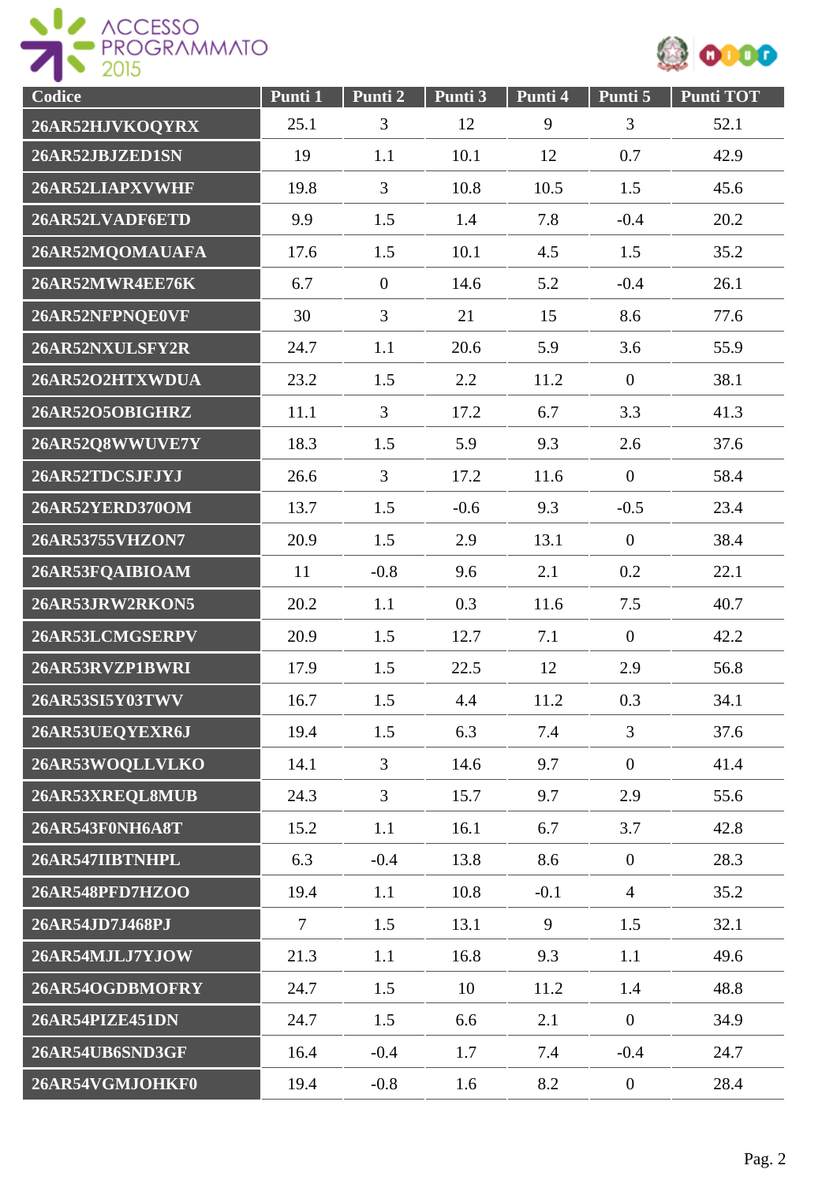| Codice | Punti 1 | Punti 2 | Punti 3 | Punti 4 | Punti 5 | Punti TOT |
|---|---|---|---|---|---|---|
| 26AR52HJVKOQYRX | 25.1 | 3 | 12 | 9 | 3 | 52.1 |
| 26AR52JBJZED1SN | 19 | 1.1 | 10.1 | 12 | 0.7 | 42.9 |
| 26AR52LIAPXVWHF | 19.8 | 3 | 10.8 | 10.5 | 1.5 | 45.6 |
| 26AR52LVADF6ETD | 9.9 | 1.5 | 1.4 | 7.8 | -0.4 | 20.2 |
| 26AR52MQOMAUAFA | 17.6 | 1.5 | 10.1 | 4.5 | 1.5 | 35.2 |
| 26AR52MWR4EE76K | 6.7 | 0 | 14.6 | 5.2 | -0.4 | 26.1 |
| 26AR52NFPNQE0VF | 30 | 3 | 21 | 15 | 8.6 | 77.6 |
| 26AR52NXULSFY2R | 24.7 | 1.1 | 20.6 | 5.9 | 3.6 | 55.9 |
| 26AR52O2HTXWDUA | 23.2 | 1.5 | 2.2 | 11.2 | 0 | 38.1 |
| 26AR52O5OBIGHRZ | 11.1 | 3 | 17.2 | 6.7 | 3.3 | 41.3 |
| 26AR52Q8WWUVE7Y | 18.3 | 1.5 | 5.9 | 9.3 | 2.6 | 37.6 |
| 26AR52TDCSJFJYJ | 26.6 | 3 | 17.2 | 11.6 | 0 | 58.4 |
| 26AR52YERD370OM | 13.7 | 1.5 | -0.6 | 9.3 | -0.5 | 23.4 |
| 26AR53755VHZON7 | 20.9 | 1.5 | 2.9 | 13.1 | 0 | 38.4 |
| 26AR53FQAIBIOAM | 11 | -0.8 | 9.6 | 2.1 | 0.2 | 22.1 |
| 26AR53JRW2RKON5 | 20.2 | 1.1 | 0.3 | 11.6 | 7.5 | 40.7 |
| 26AR53LCMGSERPV | 20.9 | 1.5 | 12.7 | 7.1 | 0 | 42.2 |
| 26AR53RVZP1BWRI | 17.9 | 1.5 | 22.5 | 12 | 2.9 | 56.8 |
| 26AR53SI5Y03TWV | 16.7 | 1.5 | 4.4 | 11.2 | 0.3 | 34.1 |
| 26AR53UEQYEXR6J | 19.4 | 1.5 | 6.3 | 7.4 | 3 | 37.6 |
| 26AR53WOQLLVLKO | 14.1 | 3 | 14.6 | 9.7 | 0 | 41.4 |
| 26AR53XREQL8MUB | 24.3 | 3 | 15.7 | 9.7 | 2.9 | 55.6 |
| 26AR543F0NH6A8T | 15.2 | 1.1 | 16.1 | 6.7 | 3.7 | 42.8 |
| 26AR547IIBTNHPL | 6.3 | -0.4 | 13.8 | 8.6 | 0 | 28.3 |
| 26AR548PFD7HZOO | 19.4 | 1.1 | 10.8 | -0.1 | 4 | 35.2 |
| 26AR54JD7J468PJ | 7 | 1.5 | 13.1 | 9 | 1.5 | 32.1 |
| 26AR54MJLJ7YJOW | 21.3 | 1.1 | 16.8 | 9.3 | 1.1 | 49.6 |
| 26AR54OGDBMOFRY | 24.7 | 1.5 | 10 | 11.2 | 1.4 | 48.8 |
| 26AR54PIZE451DN | 24.7 | 1.5 | 6.6 | 2.1 | 0 | 34.9 |
| 26AR54UB6SND3GF | 16.4 | -0.4 | 1.7 | 7.4 | -0.4 | 24.7 |
| 26AR54VGMJOHKF0 | 19.4 | -0.8 | 1.6 | 8.2 | 0 | 28.4 |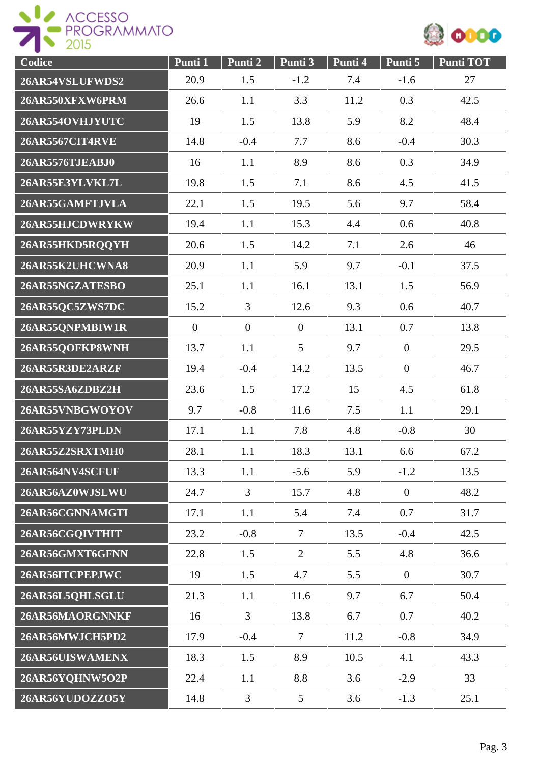| Codice | Punti 1 | Punti 2 | Punti 3 | Punti 4 | Punti 5 | Punti TOT |
|---|---|---|---|---|---|---|
| 26AR54VSLUFWDS2 | 20.9 | 1.5 | -1.2 | 7.4 | -1.6 | 27 |
| 26AR550XFXW6PRM | 26.6 | 1.1 | 3.3 | 11.2 | 0.3 | 42.5 |
| 26AR554OVHJYUTC | 19 | 1.5 | 13.8 | 5.9 | 8.2 | 48.4 |
| 26AR5567CIT4RVE | 14.8 | -0.4 | 7.7 | 8.6 | -0.4 | 30.3 |
| 26AR5576TJEABJ0 | 16 | 1.1 | 8.9 | 8.6 | 0.3 | 34.9 |
| 26AR55E3YLVKL7L | 19.8 | 1.5 | 7.1 | 8.6 | 4.5 | 41.5 |
| 26AR55GAMFTJVLA | 22.1 | 1.5 | 19.5 | 5.6 | 9.7 | 58.4 |
| 26AR55HJCDWRYKW | 19.4 | 1.1 | 15.3 | 4.4 | 0.6 | 40.8 |
| 26AR55HKD5RQQYH | 20.6 | 1.5 | 14.2 | 7.1 | 2.6 | 46 |
| 26AR55K2UHCWNA8 | 20.9 | 1.1 | 5.9 | 9.7 | -0.1 | 37.5 |
| 26AR55NGZATESBO | 25.1 | 1.1 | 16.1 | 13.1 | 1.5 | 56.9 |
| 26AR55QC5ZWS7DC | 15.2 | 3 | 12.6 | 9.3 | 0.6 | 40.7 |
| 26AR55QNPMBIW1R | 0 | 0 | 0 | 13.1 | 0.7 | 13.8 |
| 26AR55QOFKP8WNH | 13.7 | 1.1 | 5 | 9.7 | 0 | 29.5 |
| 26AR55R3DE2ARZF | 19.4 | -0.4 | 14.2 | 13.5 | 0 | 46.7 |
| 26AR55SA6ZDBZ2H | 23.6 | 1.5 | 17.2 | 15 | 4.5 | 61.8 |
| 26AR55VNBGWOYOV | 9.7 | -0.8 | 11.6 | 7.5 | 1.1 | 29.1 |
| 26AR55YZY73PLDN | 17.1 | 1.1 | 7.8 | 4.8 | -0.8 | 30 |
| 26AR55Z2SRXTMH0 | 28.1 | 1.1 | 18.3 | 13.1 | 6.6 | 67.2 |
| 26AR564NV4SCFUF | 13.3 | 1.1 | -5.6 | 5.9 | -1.2 | 13.5 |
| 26AR56AZ0WJSLWU | 24.7 | 3 | 15.7 | 4.8 | 0 | 48.2 |
| 26AR56CGNNAMGTI | 17.1 | 1.1 | 5.4 | 7.4 | 0.7 | 31.7 |
| 26AR56CGQIVTHIT | 23.2 | -0.8 | 7 | 13.5 | -0.4 | 42.5 |
| 26AR56GMXT6GFNN | 22.8 | 1.5 | 2 | 5.5 | 4.8 | 36.6 |
| 26AR56ITCPEPJWC | 19 | 1.5 | 4.7 | 5.5 | 0 | 30.7 |
| 26AR56L5QHLSGLU | 21.3 | 1.1 | 11.6 | 9.7 | 6.7 | 50.4 |
| 26AR56MAORGNNKF | 16 | 3 | 13.8 | 6.7 | 0.7 | 40.2 |
| 26AR56MWJCH5PD2 | 17.9 | -0.4 | 7 | 11.2 | -0.8 | 34.9 |
| 26AR56UISWAMENX | 18.3 | 1.5 | 8.9 | 10.5 | 4.1 | 43.3 |
| 26AR56YQHNW5O2P | 22.4 | 1.1 | 8.8 | 3.6 | -2.9 | 33 |
| 26AR56YUDOZZO5Y | 14.8 | 3 | 5 | 3.6 | -1.3 | 25.1 |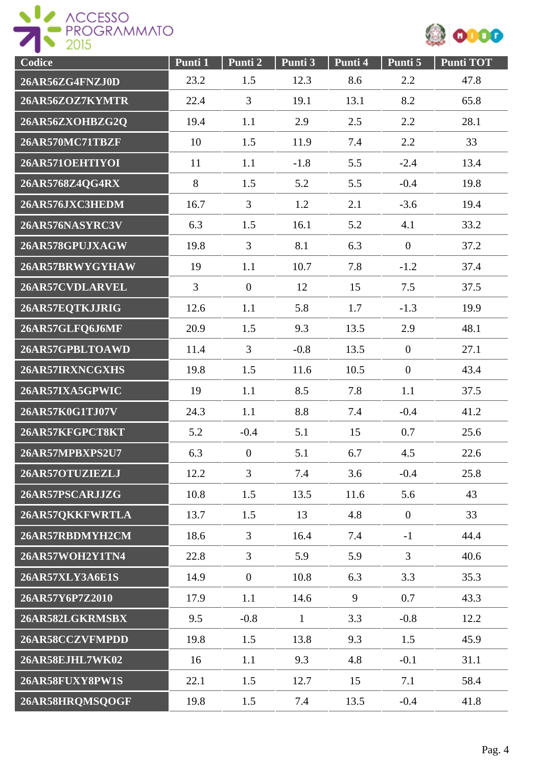| Codice | Punti 1 | Punti 2 | Punti 3 | Punti 4 | Punti 5 | Punti TOT |
|---|---|---|---|---|---|---|
| 26AR56ZG4FNZJ0D | 23.2 | 1.5 | 12.3 | 8.6 | 2.2 | 47.8 |
| 26AR56ZOZ7KYMTR | 22.4 | 3 | 19.1 | 13.1 | 8.2 | 65.8 |
| 26AR56ZXOHBZG2Q | 19.4 | 1.1 | 2.9 | 2.5 | 2.2 | 28.1 |
| 26AR570MC71TBZF | 10 | 1.5 | 11.9 | 7.4 | 2.2 | 33 |
| 26AR571OEHTIYOI | 11 | 1.1 | -1.8 | 5.5 | -2.4 | 13.4 |
| 26AR5768Z4QG4RX | 8 | 1.5 | 5.2 | 5.5 | -0.4 | 19.8 |
| 26AR576JXC3HEDM | 16.7 | 3 | 1.2 | 2.1 | -3.6 | 19.4 |
| 26AR576NASYRC3V | 6.3 | 1.5 | 16.1 | 5.2 | 4.1 | 33.2 |
| 26AR578GPUJXAGW | 19.8 | 3 | 8.1 | 6.3 | 0 | 37.2 |
| 26AR57BRWYGYHAW | 19 | 1.1 | 10.7 | 7.8 | -1.2 | 37.4 |
| 26AR57CVDLARVEL | 3 | 0 | 12 | 15 | 7.5 | 37.5 |
| 26AR57EQTKJJRIG | 12.6 | 1.1 | 5.8 | 1.7 | -1.3 | 19.9 |
| 26AR57GLFQ6J6MF | 20.9 | 1.5 | 9.3 | 13.5 | 2.9 | 48.1 |
| 26AR57GPBLTOAWD | 11.4 | 3 | -0.8 | 13.5 | 0 | 27.1 |
| 26AR57IRXNCGXHS | 19.8 | 1.5 | 11.6 | 10.5 | 0 | 43.4 |
| 26AR57IXA5GPWIC | 19 | 1.1 | 8.5 | 7.8 | 1.1 | 37.5 |
| 26AR57K0G1TJ07V | 24.3 | 1.1 | 8.8 | 7.4 | -0.4 | 41.2 |
| 26AR57KFGPCT8KT | 5.2 | -0.4 | 5.1 | 15 | 0.7 | 25.6 |
| 26AR57MPBXPS2U7 | 6.3 | 0 | 5.1 | 6.7 | 4.5 | 22.6 |
| 26AR57OTUZIEZLJ | 12.2 | 3 | 7.4 | 3.6 | -0.4 | 25.8 |
| 26AR57PSCARJJZG | 10.8 | 1.5 | 13.5 | 11.6 | 5.6 | 43 |
| 26AR57QKKFWRTLA | 13.7 | 1.5 | 13 | 4.8 | 0 | 33 |
| 26AR57RBDMYH2CM | 18.6 | 3 | 16.4 | 7.4 | -1 | 44.4 |
| 26AR57WOH2Y1TN4 | 22.8 | 3 | 5.9 | 5.9 | 3 | 40.6 |
| 26AR57XLY3A6E1S | 14.9 | 0 | 10.8 | 6.3 | 3.3 | 35.3 |
| 26AR57Y6P7Z2010 | 17.9 | 1.1 | 14.6 | 9 | 0.7 | 43.3 |
| 26AR582LGKRMSBX | 9.5 | -0.8 | 1 | 3.3 | -0.8 | 12.2 |
| 26AR58CCZVFMPDD | 19.8 | 1.5 | 13.8 | 9.3 | 1.5 | 45.9 |
| 26AR58EJHL7WK02 | 16 | 1.1 | 9.3 | 4.8 | -0.1 | 31.1 |
| 26AR58FUXY8PW1S | 22.1 | 1.5 | 12.7 | 15 | 7.1 | 58.4 |
| 26AR58HRQMSQOGF | 19.8 | 1.5 | 7.4 | 13.5 | -0.4 | 41.8 |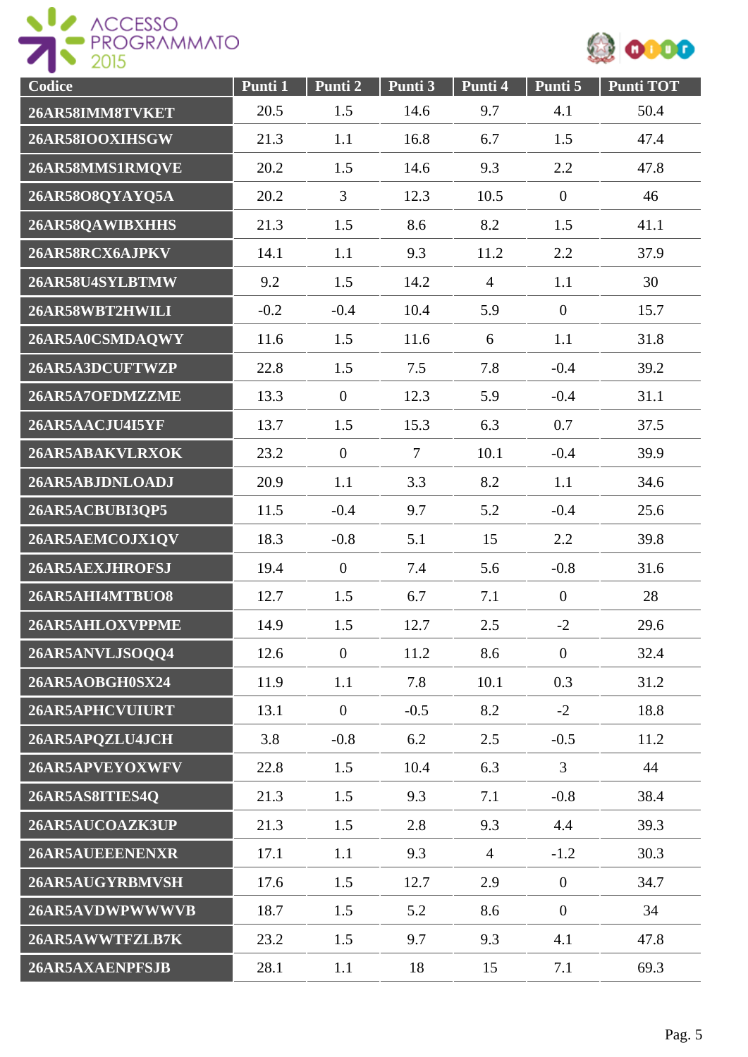| Codice | Punti 1 | Punti 2 | Punti 3 | Punti 4 | Punti 5 | Punti TOT |
|---|---|---|---|---|---|---|
| 26AR58IMM8TVKET | 20.5 | 1.5 | 14.6 | 9.7 | 4.1 | 50.4 |
| 26AR58IOOXIHSGW | 21.3 | 1.1 | 16.8 | 6.7 | 1.5 | 47.4 |
| 26AR58MMS1RMQVE | 20.2 | 1.5 | 14.6 | 9.3 | 2.2 | 47.8 |
| 26AR58O8QYAYQ5A | 20.2 | 3 | 12.3 | 10.5 | 0 | 46 |
| 26AR58QAWIBXHHS | 21.3 | 1.5 | 8.6 | 8.2 | 1.5 | 41.1 |
| 26AR58RCX6AJPKV | 14.1 | 1.1 | 9.3 | 11.2 | 2.2 | 37.9 |
| 26AR58U4SYLBTMW | 9.2 | 1.5 | 14.2 | 4 | 1.1 | 30 |
| 26AR58WBT2HWILI | -0.2 | -0.4 | 10.4 | 5.9 | 0 | 15.7 |
| 26AR5A0CSMDAQWY | 11.6 | 1.5 | 11.6 | 6 | 1.1 | 31.8 |
| 26AR5A3DCUFTWZP | 22.8 | 1.5 | 7.5 | 7.8 | -0.4 | 39.2 |
| 26AR5A7OFDMZZME | 13.3 | 0 | 12.3 | 5.9 | -0.4 | 31.1 |
| 26AR5AACJU4I5YF | 13.7 | 1.5 | 15.3 | 6.3 | 0.7 | 37.5 |
| 26AR5ABAKVLRXOK | 23.2 | 0 | 7 | 10.1 | -0.4 | 39.9 |
| 26AR5ABJDNLOADJ | 20.9 | 1.1 | 3.3 | 8.2 | 1.1 | 34.6 |
| 26AR5ACBUBI3QP5 | 11.5 | -0.4 | 9.7 | 5.2 | -0.4 | 25.6 |
| 26AR5AEMCOJX1QV | 18.3 | -0.8 | 5.1 | 15 | 2.2 | 39.8 |
| 26AR5AEXJHROFSJ | 19.4 | 0 | 7.4 | 5.6 | -0.8 | 31.6 |
| 26AR5AHI4MTBUO8 | 12.7 | 1.5 | 6.7 | 7.1 | 0 | 28 |
| 26AR5AHLOXVPPME | 14.9 | 1.5 | 12.7 | 2.5 | -2 | 29.6 |
| 26AR5ANVLJSOQQ4 | 12.6 | 0 | 11.2 | 8.6 | 0 | 32.4 |
| 26AR5AOBGH0SX24 | 11.9 | 1.1 | 7.8 | 10.1 | 0.3 | 31.2 |
| 26AR5APHCVUIURT | 13.1 | 0 | -0.5 | 8.2 | -2 | 18.8 |
| 26AR5APQZLU4JCH | 3.8 | -0.8 | 6.2 | 2.5 | -0.5 | 11.2 |
| 26AR5APVEYOXWFV | 22.8 | 1.5 | 10.4 | 6.3 | 3 | 44 |
| 26AR5AS8ITIES4Q | 21.3 | 1.5 | 9.3 | 7.1 | -0.8 | 38.4 |
| 26AR5AUCOAZK3UP | 21.3 | 1.5 | 2.8 | 9.3 | 4.4 | 39.3 |
| 26AR5AUEEENENXR | 17.1 | 1.1 | 9.3 | 4 | -1.2 | 30.3 |
| 26AR5AUGYRBMVSH | 17.6 | 1.5 | 12.7 | 2.9 | 0 | 34.7 |
| 26AR5AVDWPWWWVB | 18.7 | 1.5 | 5.2 | 8.6 | 0 | 34 |
| 26AR5AWWTFZLB7K | 23.2 | 1.5 | 9.7 | 9.3 | 4.1 | 47.8 |
| 26AR5AXAENPFSJB | 28.1 | 1.1 | 18 | 15 | 7.1 | 69.3 |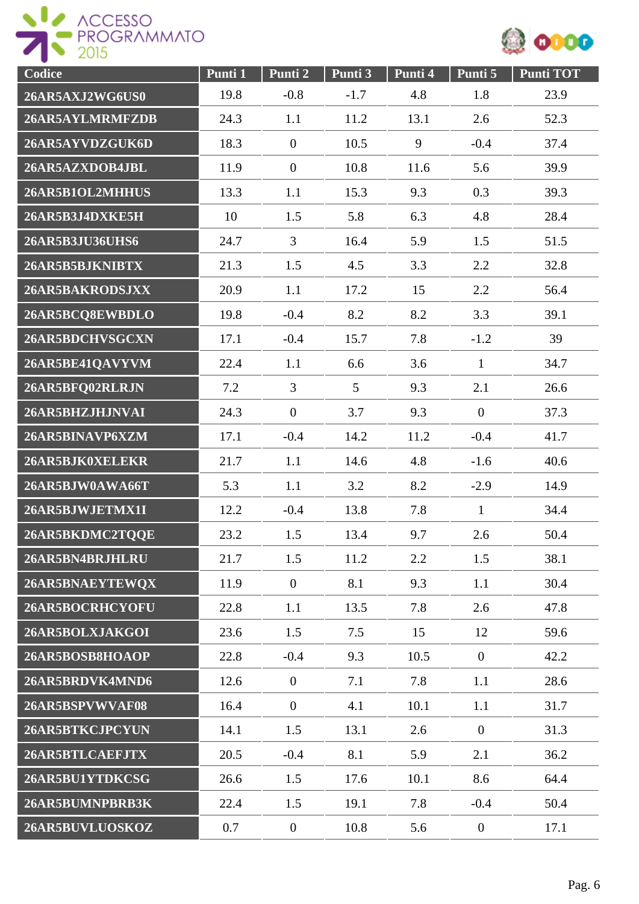| Codice | Punti 1 | Punti 2 | Punti 3 | Punti 4 | Punti 5 | Punti TOT |
|---|---|---|---|---|---|---|
| 26AR5AXJ2WG6US0 | 19.8 | -0.8 | -1.7 | 4.8 | 1.8 | 23.9 |
| 26AR5AYLMRMFZDB | 24.3 | 1.1 | 11.2 | 13.1 | 2.6 | 52.3 |
| 26AR5AYVDZGUK6D | 18.3 | 0 | 10.5 | 9 | -0.4 | 37.4 |
| 26AR5AZXDOB4JBL | 11.9 | 0 | 10.8 | 11.6 | 5.6 | 39.9 |
| 26AR5B1OL2MHHUS | 13.3 | 1.1 | 15.3 | 9.3 | 0.3 | 39.3 |
| 26AR5B3J4DXKE5H | 10 | 1.5 | 5.8 | 6.3 | 4.8 | 28.4 |
| 26AR5B3JU36UHS6 | 24.7 | 3 | 16.4 | 5.9 | 1.5 | 51.5 |
| 26AR5B5BJKNIBTX | 21.3 | 1.5 | 4.5 | 3.3 | 2.2 | 32.8 |
| 26AR5BAKRODSJXX | 20.9 | 1.1 | 17.2 | 15 | 2.2 | 56.4 |
| 26AR5BCQ8EWBDLO | 19.8 | -0.4 | 8.2 | 8.2 | 3.3 | 39.1 |
| 26AR5BDCHVSGCXN | 17.1 | -0.4 | 15.7 | 7.8 | -1.2 | 39 |
| 26AR5BE41QAVYVM | 22.4 | 1.1 | 6.6 | 3.6 | 1 | 34.7 |
| 26AR5BFQ02RLRJN | 7.2 | 3 | 5 | 9.3 | 2.1 | 26.6 |
| 26AR5BHZJHJNVAI | 24.3 | 0 | 3.7 | 9.3 | 0 | 37.3 |
| 26AR5BINAVP6XZM | 17.1 | -0.4 | 14.2 | 11.2 | -0.4 | 41.7 |
| 26AR5BJK0XELEKR | 21.7 | 1.1 | 14.6 | 4.8 | -1.6 | 40.6 |
| 26AR5BJW0AWA66T | 5.3 | 1.1 | 3.2 | 8.2 | -2.9 | 14.9 |
| 26AR5BJWJETMX1I | 12.2 | -0.4 | 13.8 | 7.8 | 1 | 34.4 |
| 26AR5BKDMC2TQQE | 23.2 | 1.5 | 13.4 | 9.7 | 2.6 | 50.4 |
| 26AR5BN4BRJHLRU | 21.7 | 1.5 | 11.2 | 2.2 | 1.5 | 38.1 |
| 26AR5BNAEYTEWQX | 11.9 | 0 | 8.1 | 9.3 | 1.1 | 30.4 |
| 26AR5BOCRHCYOFU | 22.8 | 1.1 | 13.5 | 7.8 | 2.6 | 47.8 |
| 26AR5BOLXJAKGOI | 23.6 | 1.5 | 7.5 | 15 | 12 | 59.6 |
| 26AR5BOSB8HOAOP | 22.8 | -0.4 | 9.3 | 10.5 | 0 | 42.2 |
| 26AR5BRDVK4MND6 | 12.6 | 0 | 7.1 | 7.8 | 1.1 | 28.6 |
| 26AR5BSPVWVAF08 | 16.4 | 0 | 4.1 | 10.1 | 1.1 | 31.7 |
| 26AR5BTKCJPCYUN | 14.1 | 1.5 | 13.1 | 2.6 | 0 | 31.3 |
| 26AR5BTLCAEFJTX | 20.5 | -0.4 | 8.1 | 5.9 | 2.1 | 36.2 |
| 26AR5BU1YTDKCSG | 26.6 | 1.5 | 17.6 | 10.1 | 8.6 | 64.4 |
| 26AR5BUMNPBRB3K | 22.4 | 1.5 | 19.1 | 7.8 | -0.4 | 50.4 |
| 26AR5BUVLUOSKOZ | 0.7 | 0 | 10.8 | 5.6 | 0 | 17.1 |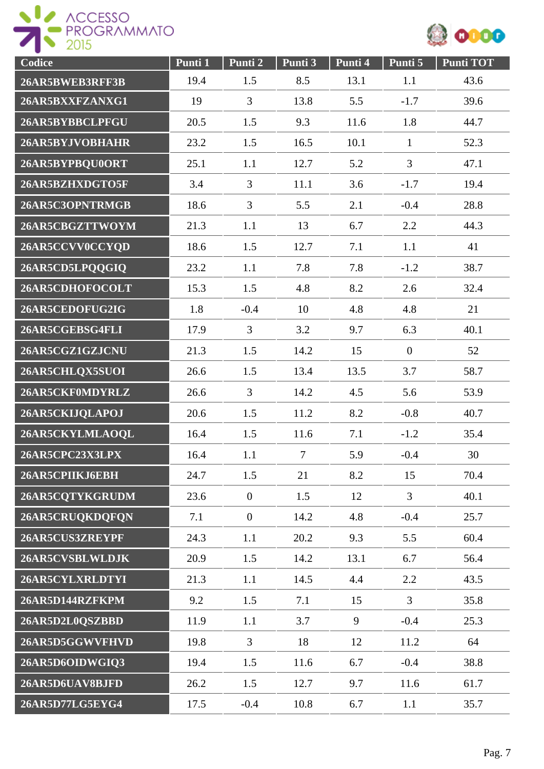| Codice | Punti 1 | Punti 2 | Punti 3 | Punti 4 | Punti 5 | Punti TOT |
|---|---|---|---|---|---|---|
| 26AR5BWEB3RFF3B | 19.4 | 1.5 | 8.5 | 13.1 | 1.1 | 43.6 |
| 26AR5BXXFZANXG1 | 19 | 3 | 13.8 | 5.5 | -1.7 | 39.6 |
| 26AR5BYBBCLPFGU | 20.5 | 1.5 | 9.3 | 11.6 | 1.8 | 44.7 |
| 26AR5BYJVOBHAHR | 23.2 | 1.5 | 16.5 | 10.1 | 1 | 52.3 |
| 26AR5BYPBQU0ORT | 25.1 | 1.1 | 12.7 | 5.2 | 3 | 47.1 |
| 26AR5BZHXDGTO5F | 3.4 | 3 | 11.1 | 3.6 | -1.7 | 19.4 |
| 26AR5C3OPNTRMGB | 18.6 | 3 | 5.5 | 2.1 | -0.4 | 28.8 |
| 26AR5CBGZTTWOYM | 21.3 | 1.1 | 13 | 6.7 | 2.2 | 44.3 |
| 26AR5CCVV0CCYQD | 18.6 | 1.5 | 12.7 | 7.1 | 1.1 | 41 |
| 26AR5CD5LPQQGIQ | 23.2 | 1.1 | 7.8 | 7.8 | -1.2 | 38.7 |
| 26AR5CDHOFOCOLT | 15.3 | 1.5 | 4.8 | 8.2 | 2.6 | 32.4 |
| 26AR5CEDOFUG2IG | 1.8 | -0.4 | 10 | 4.8 | 4.8 | 21 |
| 26AR5CGEBSG4FLI | 17.9 | 3 | 3.2 | 9.7 | 6.3 | 40.1 |
| 26AR5CGZ1GZJCNU | 21.3 | 1.5 | 14.2 | 15 | 0 | 52 |
| 26AR5CHLQX5SUOI | 26.6 | 1.5 | 13.4 | 13.5 | 3.7 | 58.7 |
| 26AR5CKF0MDYRLZ | 26.6 | 3 | 14.2 | 4.5 | 5.6 | 53.9 |
| 26AR5CKIJQLAPOJ | 20.6 | 1.5 | 11.2 | 8.2 | -0.8 | 40.7 |
| 26AR5CKYLMLAOQL | 16.4 | 1.5 | 11.6 | 7.1 | -1.2 | 35.4 |
| 26AR5CPC23X3LPX | 16.4 | 1.1 | 7 | 5.9 | -0.4 | 30 |
| 26AR5CPIIKJ6EBH | 24.7 | 1.5 | 21 | 8.2 | 15 | 70.4 |
| 26AR5CQTYKGRUDM | 23.6 | 0 | 1.5 | 12 | 3 | 40.1 |
| 26AR5CRUQKDQFQN | 7.1 | 0 | 14.2 | 4.8 | -0.4 | 25.7 |
| 26AR5CUS3ZREYPF | 24.3 | 1.1 | 20.2 | 9.3 | 5.5 | 60.4 |
| 26AR5CVSBLWLDJK | 20.9 | 1.5 | 14.2 | 13.1 | 6.7 | 56.4 |
| 26AR5CYLXRLDTYI | 21.3 | 1.1 | 14.5 | 4.4 | 2.2 | 43.5 |
| 26AR5D144RZFKPM | 9.2 | 1.5 | 7.1 | 15 | 3 | 35.8 |
| 26AR5D2L0QSZBBD | 11.9 | 1.1 | 3.7 | 9 | -0.4 | 25.3 |
| 26AR5D5GGWVFHVD | 19.8 | 3 | 18 | 12 | 11.2 | 64 |
| 26AR5D6OIDWGIQ3 | 19.4 | 1.5 | 11.6 | 6.7 | -0.4 | 38.8 |
| 26AR5D6UAV8BJFD | 26.2 | 1.5 | 12.7 | 9.7 | 11.6 | 61.7 |
| 26AR5D77LG5EYG4 | 17.5 | -0.4 | 10.8 | 6.7 | 1.1 | 35.7 |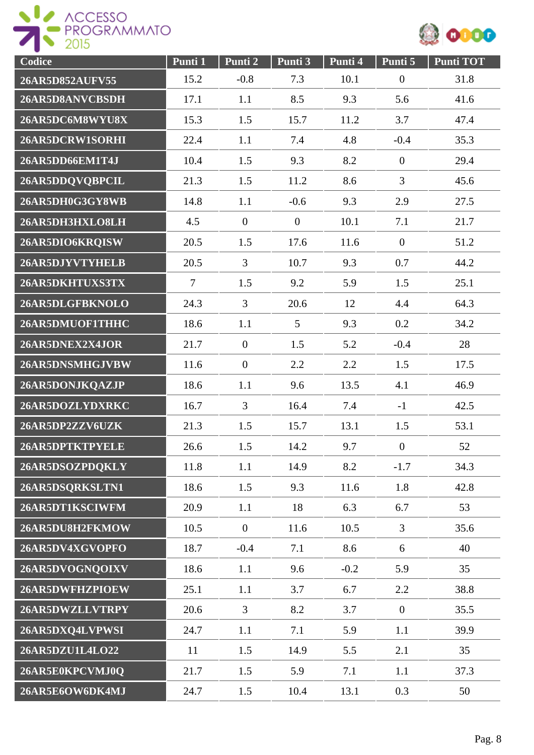| Codice | Punti 1 | Punti 2 | Punti 3 | Punti 4 | Punti 5 | Punti TOT |
|---|---|---|---|---|---|---|
| 26AR5D852AUFV55 | 15.2 | -0.8 | 7.3 | 10.1 | 0 | 31.8 |
| 26AR5D8ANVCBSDH | 17.1 | 1.1 | 8.5 | 9.3 | 5.6 | 41.6 |
| 26AR5DC6M8WYU8X | 15.3 | 1.5 | 15.7 | 11.2 | 3.7 | 47.4 |
| 26AR5DCRW1SORHI | 22.4 | 1.1 | 7.4 | 4.8 | -0.4 | 35.3 |
| 26AR5DD66EM1T4J | 10.4 | 1.5 | 9.3 | 8.2 | 0 | 29.4 |
| 26AR5DDQVQBPCIL | 21.3 | 1.5 | 11.2 | 8.6 | 3 | 45.6 |
| 26AR5DH0G3GY8WB | 14.8 | 1.1 | -0.6 | 9.3 | 2.9 | 27.5 |
| 26AR5DH3HXLO8LH | 4.5 | 0 | 0 | 10.1 | 7.1 | 21.7 |
| 26AR5DIO6KRQISW | 20.5 | 1.5 | 17.6 | 11.6 | 0 | 51.2 |
| 26AR5DJYVTYHELB | 20.5 | 3 | 10.7 | 9.3 | 0.7 | 44.2 |
| 26AR5DKHTUXS3TX | 7 | 1.5 | 9.2 | 5.9 | 1.5 | 25.1 |
| 26AR5DLGFBKNOLO | 24.3 | 3 | 20.6 | 12 | 4.4 | 64.3 |
| 26AR5DMUOF1THHC | 18.6 | 1.1 | 5 | 9.3 | 0.2 | 34.2 |
| 26AR5DNEX2X4JOR | 21.7 | 0 | 1.5 | 5.2 | -0.4 | 28 |
| 26AR5DNSMHGJVBW | 11.6 | 0 | 2.2 | 2.2 | 1.5 | 17.5 |
| 26AR5DONJKQAZJP | 18.6 | 1.1 | 9.6 | 13.5 | 4.1 | 46.9 |
| 26AR5DOZLYDXRKC | 16.7 | 3 | 16.4 | 7.4 | -1 | 42.5 |
| 26AR5DP2ZZV6UZK | 21.3 | 1.5 | 15.7 | 13.1 | 1.5 | 53.1 |
| 26AR5DPTKTPYELE | 26.6 | 1.5 | 14.2 | 9.7 | 0 | 52 |
| 26AR5DSOZPDQKLY | 11.8 | 1.1 | 14.9 | 8.2 | -1.7 | 34.3 |
| 26AR5DSQRKSLTN1 | 18.6 | 1.5 | 9.3 | 11.6 | 1.8 | 42.8 |
| 26AR5DT1KSCIWFM | 20.9 | 1.1 | 18 | 6.3 | 6.7 | 53 |
| 26AR5DU8H2FKMOW | 10.5 | 0 | 11.6 | 10.5 | 3 | 35.6 |
| 26AR5DV4XGVOPFO | 18.7 | -0.4 | 7.1 | 8.6 | 6 | 40 |
| 26AR5DVOGNQOIXV | 18.6 | 1.1 | 9.6 | -0.2 | 5.9 | 35 |
| 26AR5DWFHZPIOEW | 25.1 | 1.1 | 3.7 | 6.7 | 2.2 | 38.8 |
| 26AR5DWZLLVTRPY | 20.6 | 3 | 8.2 | 3.7 | 0 | 35.5 |
| 26AR5DXQ4LVPWSI | 24.7 | 1.1 | 7.1 | 5.9 | 1.1 | 39.9 |
| 26AR5DZU1L4LO22 | 11 | 1.5 | 14.9 | 5.5 | 2.1 | 35 |
| 26AR5E0KPCVMJ0Q | 21.7 | 1.5 | 5.9 | 7.1 | 1.1 | 37.3 |
| 26AR5E6OW6DK4MJ | 24.7 | 1.5 | 10.4 | 13.1 | 0.3 | 50 |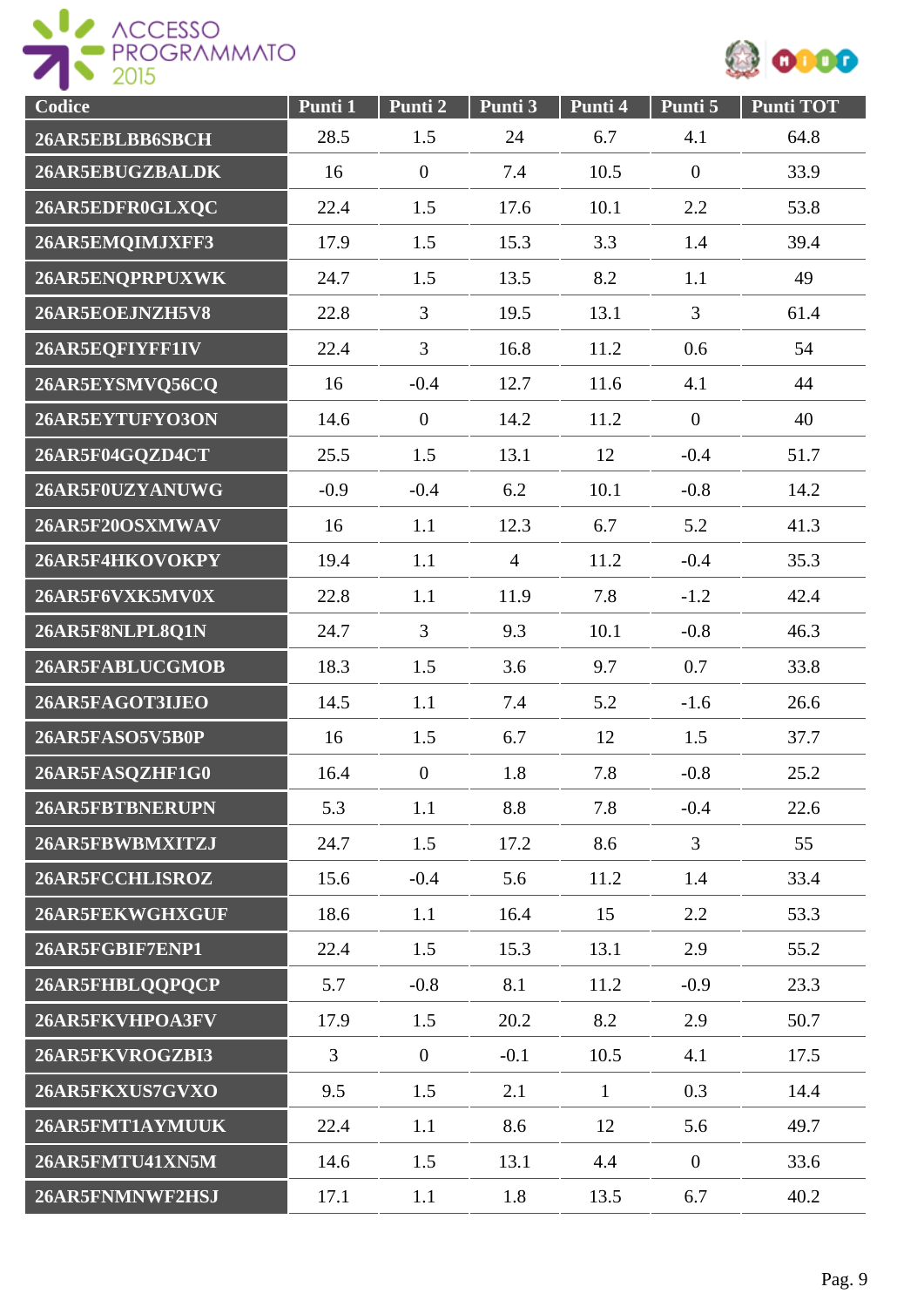| Codice | Punti 1 | Punti 2 | Punti 3 | Punti 4 | Punti 5 | Punti TOT |
|---|---|---|---|---|---|---|
| 26AR5EBLBB6SBCH | 28.5 | 1.5 | 24 | 6.7 | 4.1 | 64.8 |
| 26AR5EBUGZBALDK | 16 | 0 | 7.4 | 10.5 | 0 | 33.9 |
| 26AR5EDFR0GLXQC | 22.4 | 1.5 | 17.6 | 10.1 | 2.2 | 53.8 |
| 26AR5EMQIMJXFF3 | 17.9 | 1.5 | 15.3 | 3.3 | 1.4 | 39.4 |
| 26AR5ENQPRPUXWK | 24.7 | 1.5 | 13.5 | 8.2 | 1.1 | 49 |
| 26AR5EOEJNZH5V8 | 22.8 | 3 | 19.5 | 13.1 | 3 | 61.4 |
| 26AR5EQFIYFF1IV | 22.4 | 3 | 16.8 | 11.2 | 0.6 | 54 |
| 26AR5EYSMVQ56CQ | 16 | -0.4 | 12.7 | 11.6 | 4.1 | 44 |
| 26AR5EYTUFYO3ON | 14.6 | 0 | 14.2 | 11.2 | 0 | 40 |
| 26AR5F04GQZD4CT | 25.5 | 1.5 | 13.1 | 12 | -0.4 | 51.7 |
| 26AR5F0UZYANUWG | -0.9 | -0.4 | 6.2 | 10.1 | -0.8 | 14.2 |
| 26AR5F20OSXMWAV | 16 | 1.1 | 12.3 | 6.7 | 5.2 | 41.3 |
| 26AR5F4HKOVOKPY | 19.4 | 1.1 | 4 | 11.2 | -0.4 | 35.3 |
| 26AR5F6VXK5MV0X | 22.8 | 1.1 | 11.9 | 7.8 | -1.2 | 42.4 |
| 26AR5F8NLPL8Q1N | 24.7 | 3 | 9.3 | 10.1 | -0.8 | 46.3 |
| 26AR5FABLUCGMOB | 18.3 | 1.5 | 3.6 | 9.7 | 0.7 | 33.8 |
| 26AR5FAGOT3IJEO | 14.5 | 1.1 | 7.4 | 5.2 | -1.6 | 26.6 |
| 26AR5FASO5V5B0P | 16 | 1.5 | 6.7 | 12 | 1.5 | 37.7 |
| 26AR5FASQZHF1G0 | 16.4 | 0 | 1.8 | 7.8 | -0.8 | 25.2 |
| 26AR5FBTBNERUPN | 5.3 | 1.1 | 8.8 | 7.8 | -0.4 | 22.6 |
| 26AR5FBWBMXITZJ | 24.7 | 1.5 | 17.2 | 8.6 | 3 | 55 |
| 26AR5FCCHLISROZ | 15.6 | -0.4 | 5.6 | 11.2 | 1.4 | 33.4 |
| 26AR5FEKWGHXGUF | 18.6 | 1.1 | 16.4 | 15 | 2.2 | 53.3 |
| 26AR5FGBIF7ENP1 | 22.4 | 1.5 | 15.3 | 13.1 | 2.9 | 55.2 |
| 26AR5FHBLQQPQCP | 5.7 | -0.8 | 8.1 | 11.2 | -0.9 | 23.3 |
| 26AR5FKVHPOA3FV | 17.9 | 1.5 | 20.2 | 8.2 | 2.9 | 50.7 |
| 26AR5FKVROGZBI3 | 3 | 0 | -0.1 | 10.5 | 4.1 | 17.5 |
| 26AR5FKXUS7GVXO | 9.5 | 1.5 | 2.1 | 1 | 0.3 | 14.4 |
| 26AR5FMT1AYMUUK | 22.4 | 1.1 | 8.6 | 12 | 5.6 | 49.7 |
| 26AR5FMTU41XN5M | 14.6 | 1.5 | 13.1 | 4.4 | 0 | 33.6 |
| 26AR5FNMNWF2HSJ | 17.1 | 1.1 | 1.8 | 13.5 | 6.7 | 40.2 |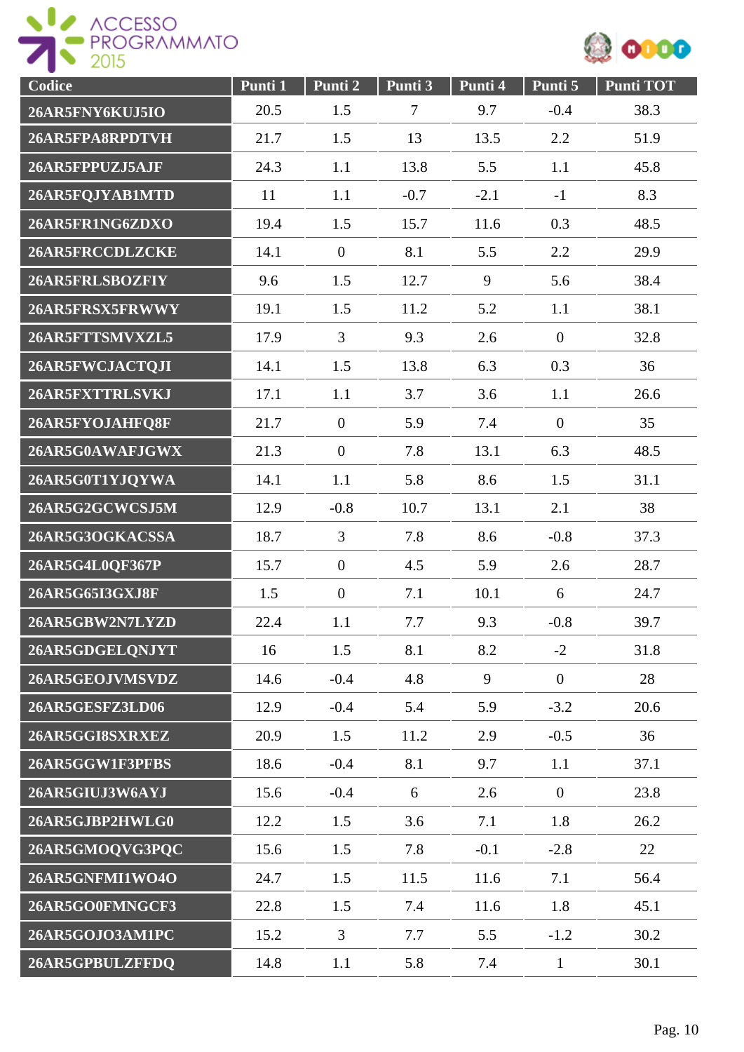| Codice | Punti 1 | Punti 2 | Punti 3 | Punti 4 | Punti 5 | Punti TOT |
|---|---|---|---|---|---|---|
| 26AR5FNY6KUJ5IO | 20.5 | 1.5 | 7 | 9.7 | -0.4 | 38.3 |
| 26AR5FPA8RPDTVH | 21.7 | 1.5 | 13 | 13.5 | 2.2 | 51.9 |
| 26AR5FPPUZJ5AJF | 24.3 | 1.1 | 13.8 | 5.5 | 1.1 | 45.8 |
| 26AR5FQJYAB1MTD | 11 | 1.1 | -0.7 | -2.1 | -1 | 8.3 |
| 26AR5FR1NG6ZDXO | 19.4 | 1.5 | 15.7 | 11.6 | 0.3 | 48.5 |
| 26AR5FRCCDLZCKE | 14.1 | 0 | 8.1 | 5.5 | 2.2 | 29.9 |
| 26AR5FRLSBOZFIY | 9.6 | 1.5 | 12.7 | 9 | 5.6 | 38.4 |
| 26AR5FRSX5FRWWY | 19.1 | 1.5 | 11.2 | 5.2 | 1.1 | 38.1 |
| 26AR5FTTSMVXZL5 | 17.9 | 3 | 9.3 | 2.6 | 0 | 32.8 |
| 26AR5FWCJACTQJI | 14.1 | 1.5 | 13.8 | 6.3 | 0.3 | 36 |
| 26AR5FXTTRLSVKJ | 17.1 | 1.1 | 3.7 | 3.6 | 1.1 | 26.6 |
| 26AR5FYOJAHFQ8F | 21.7 | 0 | 5.9 | 7.4 | 0 | 35 |
| 26AR5G0AWAFJGWX | 21.3 | 0 | 7.8 | 13.1 | 6.3 | 48.5 |
| 26AR5G0T1YJQYWA | 14.1 | 1.1 | 5.8 | 8.6 | 1.5 | 31.1 |
| 26AR5G2GCWCSJ5M | 12.9 | -0.8 | 10.7 | 13.1 | 2.1 | 38 |
| 26AR5G3OGKACSSA | 18.7 | 3 | 7.8 | 8.6 | -0.8 | 37.3 |
| 26AR5G4L0QF367P | 15.7 | 0 | 4.5 | 5.9 | 2.6 | 28.7 |
| 26AR5G65I3GXJ8F | 1.5 | 0 | 7.1 | 10.1 | 6 | 24.7 |
| 26AR5GBW2N7LYZD | 22.4 | 1.1 | 7.7 | 9.3 | -0.8 | 39.7 |
| 26AR5GDGELQNJYT | 16 | 1.5 | 8.1 | 8.2 | -2 | 31.8 |
| 26AR5GEOJVMSVDZ | 14.6 | -0.4 | 4.8 | 9 | 0 | 28 |
| 26AR5GESFZ3LD06 | 12.9 | -0.4 | 5.4 | 5.9 | -3.2 | 20.6 |
| 26AR5GGI8SXRXEZ | 20.9 | 1.5 | 11.2 | 2.9 | -0.5 | 36 |
| 26AR5GGW1F3PFBS | 18.6 | -0.4 | 8.1 | 9.7 | 1.1 | 37.1 |
| 26AR5GIUJ3W6AYJ | 15.6 | -0.4 | 6 | 2.6 | 0 | 23.8 |
| 26AR5GJBP2HWLG0 | 12.2 | 1.5 | 3.6 | 7.1 | 1.8 | 26.2 |
| 26AR5GMOQVG3PQC | 15.6 | 1.5 | 7.8 | -0.1 | -2.8 | 22 |
| 26AR5GNFMI1WO4O | 24.7 | 1.5 | 11.5 | 11.6 | 7.1 | 56.4 |
| 26AR5GO0FMNGCF3 | 22.8 | 1.5 | 7.4 | 11.6 | 1.8 | 45.1 |
| 26AR5GOJO3AM1PC | 15.2 | 3 | 7.7 | 5.5 | -1.2 | 30.2 |
| 26AR5GPBULZFFDQ | 14.8 | 1.1 | 5.8 | 7.4 | 1 | 30.1 |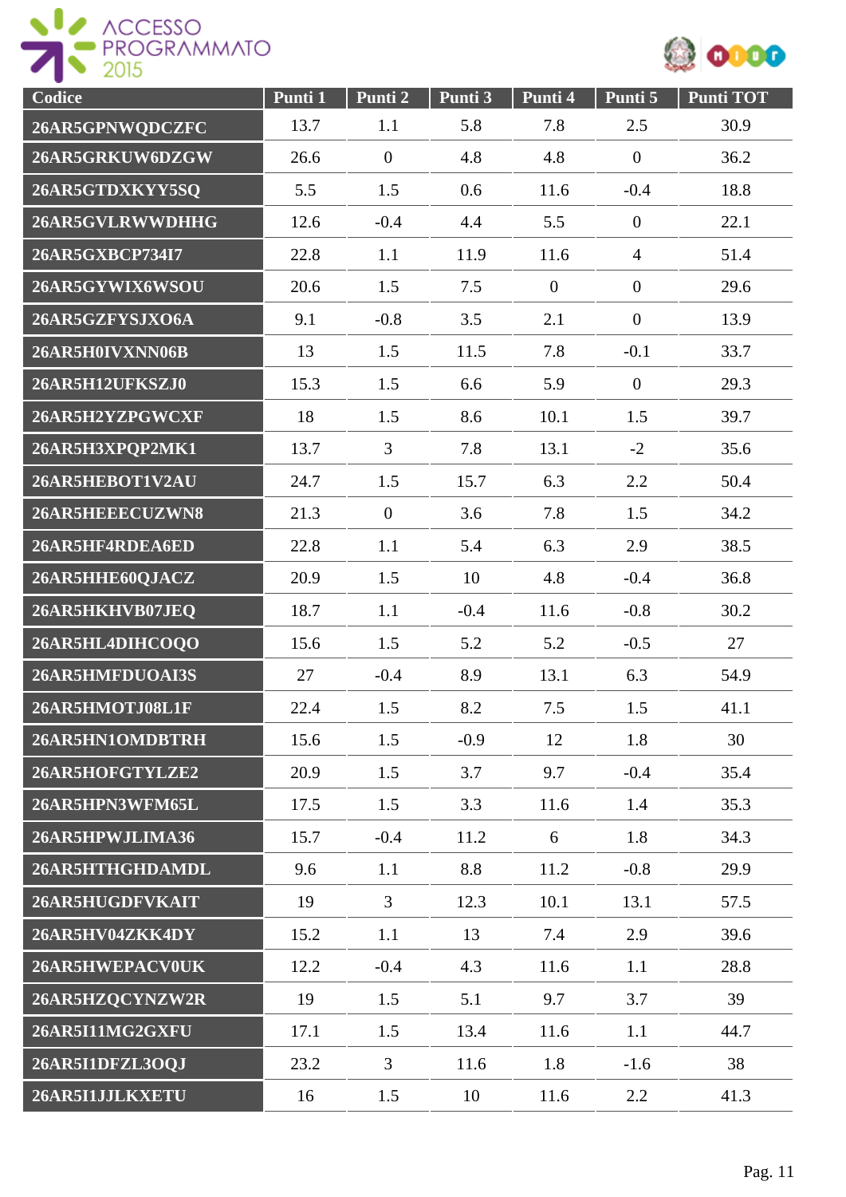| Codice | Punti 1 | Punti 2 | Punti 3 | Punti 4 | Punti 5 | Punti TOT |
|---|---|---|---|---|---|---|
| 26AR5GPNWQDCZFC | 13.7 | 1.1 | 5.8 | 7.8 | 2.5 | 30.9 |
| 26AR5GRKUW6DZGW | 26.6 | 0 | 4.8 | 4.8 | 0 | 36.2 |
| 26AR5GTDXKYY5SQ | 5.5 | 1.5 | 0.6 | 11.6 | -0.4 | 18.8 |
| 26AR5GVLRWWDHHG | 12.6 | -0.4 | 4.4 | 5.5 | 0 | 22.1 |
| 26AR5GXBCP734I7 | 22.8 | 1.1 | 11.9 | 11.6 | 4 | 51.4 |
| 26AR5GYWIX6WSOU | 20.6 | 1.5 | 7.5 | 0 | 0 | 29.6 |
| 26AR5GZFYSJXO6A | 9.1 | -0.8 | 3.5 | 2.1 | 0 | 13.9 |
| 26AR5H0IVXNN06B | 13 | 1.5 | 11.5 | 7.8 | -0.1 | 33.7 |
| 26AR5H12UFKSZJ0 | 15.3 | 1.5 | 6.6 | 5.9 | 0 | 29.3 |
| 26AR5H2YZPGWCXF | 18 | 1.5 | 8.6 | 10.1 | 1.5 | 39.7 |
| 26AR5H3XPQP2MK1 | 13.7 | 3 | 7.8 | 13.1 | -2 | 35.6 |
| 26AR5HEBOT1V2AU | 24.7 | 1.5 | 15.7 | 6.3 | 2.2 | 50.4 |
| 26AR5HEEECUZWN8 | 21.3 | 0 | 3.6 | 7.8 | 1.5 | 34.2 |
| 26AR5HF4RDEA6ED | 22.8 | 1.1 | 5.4 | 6.3 | 2.9 | 38.5 |
| 26AR5HHE60QJACZ | 20.9 | 1.5 | 10 | 4.8 | -0.4 | 36.8 |
| 26AR5HKHVB07JEQ | 18.7 | 1.1 | -0.4 | 11.6 | -0.8 | 30.2 |
| 26AR5HL4DIHCOQO | 15.6 | 1.5 | 5.2 | 5.2 | -0.5 | 27 |
| 26AR5HMFDUOAI3S | 27 | -0.4 | 8.9 | 13.1 | 6.3 | 54.9 |
| 26AR5HMOTJ08L1F | 22.4 | 1.5 | 8.2 | 7.5 | 1.5 | 41.1 |
| 26AR5HN1OMDBTRH | 15.6 | 1.5 | -0.9 | 12 | 1.8 | 30 |
| 26AR5HOFGTYLZE2 | 20.9 | 1.5 | 3.7 | 9.7 | -0.4 | 35.4 |
| 26AR5HPN3WFM65L | 17.5 | 1.5 | 3.3 | 11.6 | 1.4 | 35.3 |
| 26AR5HPWJLIMA36 | 15.7 | -0.4 | 11.2 | 6 | 1.8 | 34.3 |
| 26AR5HTHGHDAMDL | 9.6 | 1.1 | 8.8 | 11.2 | -0.8 | 29.9 |
| 26AR5HUGDFVKAIT | 19 | 3 | 12.3 | 10.1 | 13.1 | 57.5 |
| 26AR5HV04ZKK4DY | 15.2 | 1.1 | 13 | 7.4 | 2.9 | 39.6 |
| 26AR5HWEPACV0UK | 12.2 | -0.4 | 4.3 | 11.6 | 1.1 | 28.8 |
| 26AR5HZQCYNZW2R | 19 | 1.5 | 5.1 | 9.7 | 3.7 | 39 |
| 26AR5I11MG2GXFU | 17.1 | 1.5 | 13.4 | 11.6 | 1.1 | 44.7 |
| 26AR5I1DFZL3OQJ | 23.2 | 3 | 11.6 | 1.8 | -1.6 | 38 |
| 26AR5I1JJLKXETU | 16 | 1.5 | 10 | 11.6 | 2.2 | 41.3 |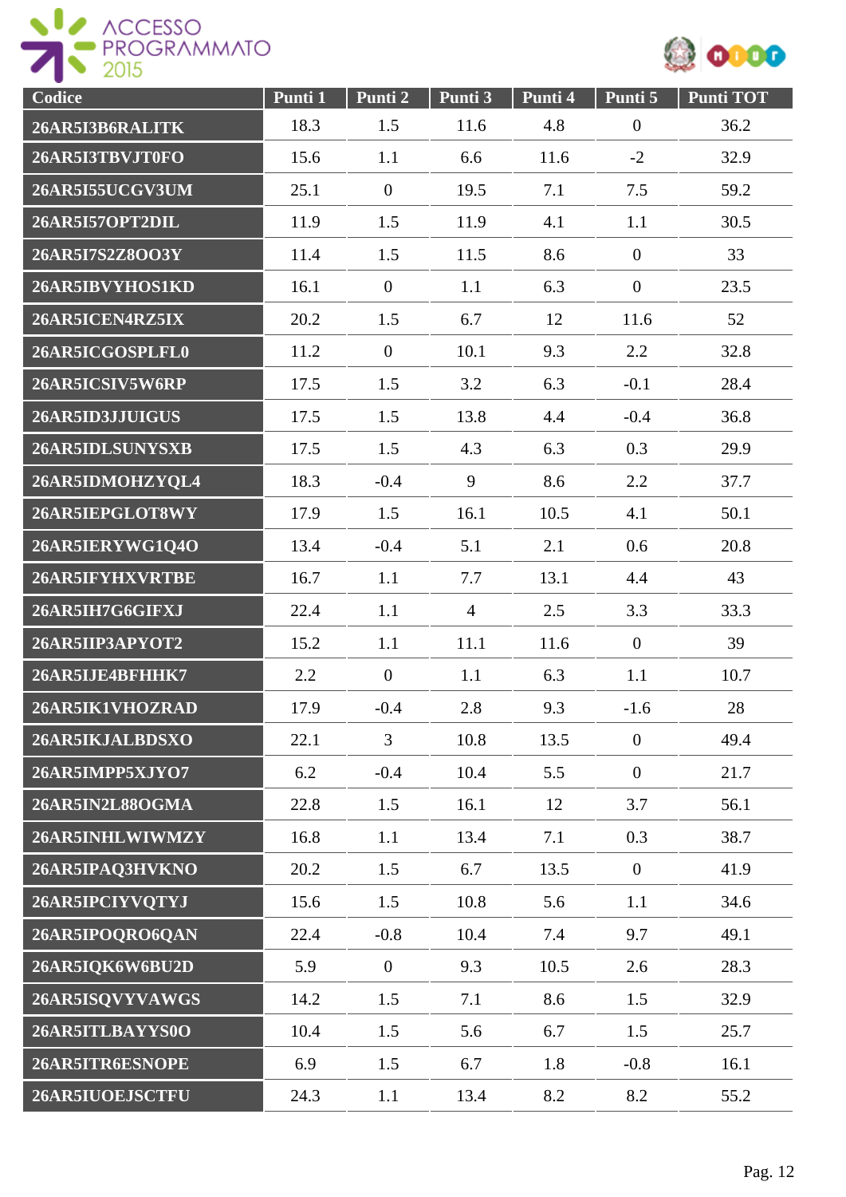| Codice | Punti 1 | Punti 2 | Punti 3 | Punti 4 | Punti 5 | Punti TOT |
|---|---|---|---|---|---|---|
| 26AR5I3B6RALITK | 18.3 | 1.5 | 11.6 | 4.8 | 0 | 36.2 |
| 26AR5I3TBVJT0FO | 15.6 | 1.1 | 6.6 | 11.6 | -2 | 32.9 |
| 26AR5I55UCGV3UM | 25.1 | 0 | 19.5 | 7.1 | 7.5 | 59.2 |
| 26AR5I57OPT2DIL | 11.9 | 1.5 | 11.9 | 4.1 | 1.1 | 30.5 |
| 26AR5I7S2Z8OO3Y | 11.4 | 1.5 | 11.5 | 8.6 | 0 | 33 |
| 26AR5IBVYHOS1KD | 16.1 | 0 | 1.1 | 6.3 | 0 | 23.5 |
| 26AR5ICEN4RZ5IX | 20.2 | 1.5 | 6.7 | 12 | 11.6 | 52 |
| 26AR5ICGOSPLFL0 | 11.2 | 0 | 10.1 | 9.3 | 2.2 | 32.8 |
| 26AR5ICSIV5W6RP | 17.5 | 1.5 | 3.2 | 6.3 | -0.1 | 28.4 |
| 26AR5ID3JJUIGUS | 17.5 | 1.5 | 13.8 | 4.4 | -0.4 | 36.8 |
| 26AR5IDLSUNYSXB | 17.5 | 1.5 | 4.3 | 6.3 | 0.3 | 29.9 |
| 26AR5IDMOHZYQL4 | 18.3 | -0.4 | 9 | 8.6 | 2.2 | 37.7 |
| 26AR5IEPGLOT8WY | 17.9 | 1.5 | 16.1 | 10.5 | 4.1 | 50.1 |
| 26AR5IERYWG1Q4O | 13.4 | -0.4 | 5.1 | 2.1 | 0.6 | 20.8 |
| 26AR5IFYHXVRTBE | 16.7 | 1.1 | 7.7 | 13.1 | 4.4 | 43 |
| 26AR5IH7G6GIFXJ | 22.4 | 1.1 | 4 | 2.5 | 3.3 | 33.3 |
| 26AR5IIP3APYOT2 | 15.2 | 1.1 | 11.1 | 11.6 | 0 | 39 |
| 26AR5IJE4BFHHK7 | 2.2 | 0 | 1.1 | 6.3 | 1.1 | 10.7 |
| 26AR5IK1VHOZRAD | 17.9 | -0.4 | 2.8 | 9.3 | -1.6 | 28 |
| 26AR5IKJALBDSXO | 22.1 | 3 | 10.8 | 13.5 | 0 | 49.4 |
| 26AR5IMPP5XJYO7 | 6.2 | -0.4 | 10.4 | 5.5 | 0 | 21.7 |
| 26AR5IN2L88OGMA | 22.8 | 1.5 | 16.1 | 12 | 3.7 | 56.1 |
| 26AR5INHLWIWMZY | 16.8 | 1.1 | 13.4 | 7.1 | 0.3 | 38.7 |
| 26AR5IPAQ3HVKNO | 20.2 | 1.5 | 6.7 | 13.5 | 0 | 41.9 |
| 26AR5IPCIYVQTYJ | 15.6 | 1.5 | 10.8 | 5.6 | 1.1 | 34.6 |
| 26AR5IPOQRO6QAN | 22.4 | -0.8 | 10.4 | 7.4 | 9.7 | 49.1 |
| 26AR5IQK6W6BU2D | 5.9 | 0 | 9.3 | 10.5 | 2.6 | 28.3 |
| 26AR5ISQVYVAWGS | 14.2 | 1.5 | 7.1 | 8.6 | 1.5 | 32.9 |
| 26AR5ITLBAYYS0O | 10.4 | 1.5 | 5.6 | 6.7 | 1.5 | 25.7 |
| 26AR5ITR6ESNOPE | 6.9 | 1.5 | 6.7 | 1.8 | -0.8 | 16.1 |
| 26AR5IUOEJSCTFU | 24.3 | 1.1 | 13.4 | 8.2 | 8.2 | 55.2 |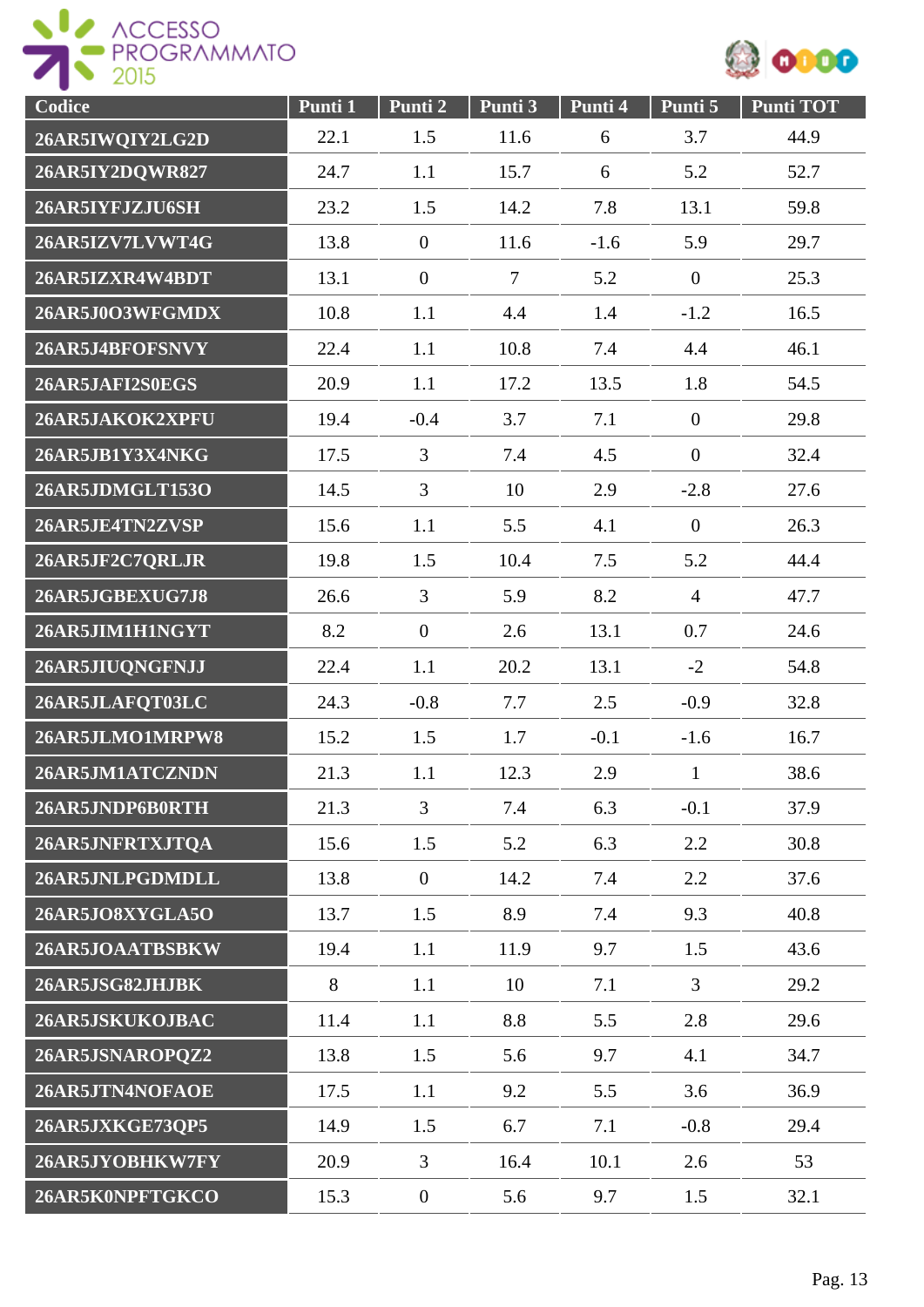| Codice | Punti 1 | Punti 2 | Punti 3 | Punti 4 | Punti 5 | Punti TOT |
|---|---|---|---|---|---|---|
| 26AR5IWQIY2LG2D | 22.1 | 1.5 | 11.6 | 6 | 3.7 | 44.9 |
| 26AR5IY2DQWR827 | 24.7 | 1.1 | 15.7 | 6 | 5.2 | 52.7 |
| 26AR5IYFJZJU6SH | 23.2 | 1.5 | 14.2 | 7.8 | 13.1 | 59.8 |
| 26AR5IZV7LVWT4G | 13.8 | 0 | 11.6 | -1.6 | 5.9 | 29.7 |
| 26AR5IZXR4W4BDT | 13.1 | 0 | 7 | 5.2 | 0 | 25.3 |
| 26AR5J0O3WFGMDX | 10.8 | 1.1 | 4.4 | 1.4 | -1.2 | 16.5 |
| 26AR5J4BFOFSNVY | 22.4 | 1.1 | 10.8 | 7.4 | 4.4 | 46.1 |
| 26AR5JAFI2S0EGS | 20.9 | 1.1 | 17.2 | 13.5 | 1.8 | 54.5 |
| 26AR5JAKOK2XPFU | 19.4 | -0.4 | 3.7 | 7.1 | 0 | 29.8 |
| 26AR5JB1Y3X4NKG | 17.5 | 3 | 7.4 | 4.5 | 0 | 32.4 |
| 26AR5JDMGLT153O | 14.5 | 3 | 10 | 2.9 | -2.8 | 27.6 |
| 26AR5JE4TN2ZVSP | 15.6 | 1.1 | 5.5 | 4.1 | 0 | 26.3 |
| 26AR5JF2C7QRLJR | 19.8 | 1.5 | 10.4 | 7.5 | 5.2 | 44.4 |
| 26AR5JGBEXUG7J8 | 26.6 | 3 | 5.9 | 8.2 | 4 | 47.7 |
| 26AR5JIM1H1NGYT | 8.2 | 0 | 2.6 | 13.1 | 0.7 | 24.6 |
| 26AR5JIUQNGFNJJ | 22.4 | 1.1 | 20.2 | 13.1 | -2 | 54.8 |
| 26AR5JLAFQT03LC | 24.3 | -0.8 | 7.7 | 2.5 | -0.9 | 32.8 |
| 26AR5JLMO1MRPW8 | 15.2 | 1.5 | 1.7 | -0.1 | -1.6 | 16.7 |
| 26AR5JM1ATCZNDN | 21.3 | 1.1 | 12.3 | 2.9 | 1 | 38.6 |
| 26AR5JNDP6B0RTH | 21.3 | 3 | 7.4 | 6.3 | -0.1 | 37.9 |
| 26AR5JNFRTXJTQA | 15.6 | 1.5 | 5.2 | 6.3 | 2.2 | 30.8 |
| 26AR5JNLPGDMDLL | 13.8 | 0 | 14.2 | 7.4 | 2.2 | 37.6 |
| 26AR5JO8XYGLA5O | 13.7 | 1.5 | 8.9 | 7.4 | 9.3 | 40.8 |
| 26AR5JOAATBSBKW | 19.4 | 1.1 | 11.9 | 9.7 | 1.5 | 43.6 |
| 26AR5JSG82JHJBK | 8 | 1.1 | 10 | 7.1 | 3 | 29.2 |
| 26AR5JSKUKOJBAC | 11.4 | 1.1 | 8.8 | 5.5 | 2.8 | 29.6 |
| 26AR5JSNAROPQZ2 | 13.8 | 1.5 | 5.6 | 9.7 | 4.1 | 34.7 |
| 26AR5JTN4NOFAOE | 17.5 | 1.1 | 9.2 | 5.5 | 3.6 | 36.9 |
| 26AR5JXKGE73QP5 | 14.9 | 1.5 | 6.7 | 7.1 | -0.8 | 29.4 |
| 26AR5JYOBHKW7FY | 20.9 | 3 | 16.4 | 10.1 | 2.6 | 53 |
| 26AR5K0NPFTGKCO | 15.3 | 0 | 5.6 | 9.7 | 1.5 | 32.1 |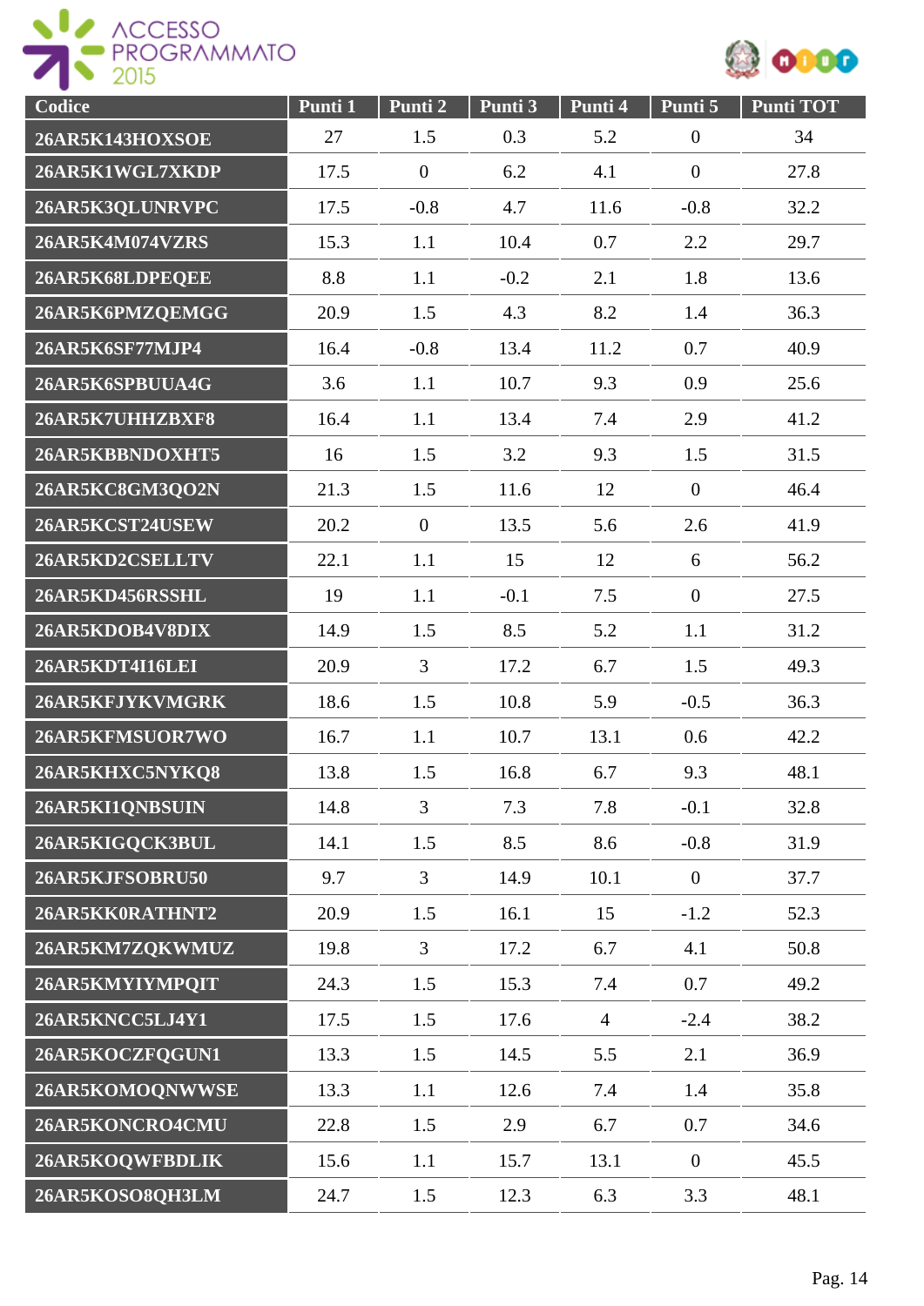| Codice | Punti 1 | Punti 2 | Punti 3 | Punti 4 | Punti 5 | Punti TOT |
|---|---|---|---|---|---|---|
| 26AR5K143HOXSOE | 27 | 1.5 | 0.3 | 5.2 | 0 | 34 |
| 26AR5K1WGL7XKDP | 17.5 | 0 | 6.2 | 4.1 | 0 | 27.8 |
| 26AR5K3QLUNRVPC | 17.5 | -0.8 | 4.7 | 11.6 | -0.8 | 32.2 |
| 26AR5K4M074VZRS | 15.3 | 1.1 | 10.4 | 0.7 | 2.2 | 29.7 |
| 26AR5K68LDPEQEE | 8.8 | 1.1 | -0.2 | 2.1 | 1.8 | 13.6 |
| 26AR5K6PMZQEMGG | 20.9 | 1.5 | 4.3 | 8.2 | 1.4 | 36.3 |
| 26AR5K6SF77MJP4 | 16.4 | -0.8 | 13.4 | 11.2 | 0.7 | 40.9 |
| 26AR5K6SPBUUA4G | 3.6 | 1.1 | 10.7 | 9.3 | 0.9 | 25.6 |
| 26AR5K7UHHZBXF8 | 16.4 | 1.1 | 13.4 | 7.4 | 2.9 | 41.2 |
| 26AR5KBBNDOXHT5 | 16 | 1.5 | 3.2 | 9.3 | 1.5 | 31.5 |
| 26AR5KC8GM3QO2N | 21.3 | 1.5 | 11.6 | 12 | 0 | 46.4 |
| 26AR5KCST24USEW | 20.2 | 0 | 13.5 | 5.6 | 2.6 | 41.9 |
| 26AR5KD2CSELLTV | 22.1 | 1.1 | 15 | 12 | 6 | 56.2 |
| 26AR5KD456RSSHL | 19 | 1.1 | -0.1 | 7.5 | 0 | 27.5 |
| 26AR5KDOB4V8DIX | 14.9 | 1.5 | 8.5 | 5.2 | 1.1 | 31.2 |
| 26AR5KDT4I16LEI | 20.9 | 3 | 17.2 | 6.7 | 1.5 | 49.3 |
| 26AR5KFJYKVMGRK | 18.6 | 1.5 | 10.8 | 5.9 | -0.5 | 36.3 |
| 26AR5KFMSUOR7WO | 16.7 | 1.1 | 10.7 | 13.1 | 0.6 | 42.2 |
| 26AR5KHXC5NYKQ8 | 13.8 | 1.5 | 16.8 | 6.7 | 9.3 | 48.1 |
| 26AR5KI1QNBSUIN | 14.8 | 3 | 7.3 | 7.8 | -0.1 | 32.8 |
| 26AR5KIGQCK3BUL | 14.1 | 1.5 | 8.5 | 8.6 | -0.8 | 31.9 |
| 26AR5KJFSOBRU50 | 9.7 | 3 | 14.9 | 10.1 | 0 | 37.7 |
| 26AR5KK0RATHNT2 | 20.9 | 1.5 | 16.1 | 15 | -1.2 | 52.3 |
| 26AR5KM7ZQKWMUZ | 19.8 | 3 | 17.2 | 6.7 | 4.1 | 50.8 |
| 26AR5KMYIYMPQIT | 24.3 | 1.5 | 15.3 | 7.4 | 0.7 | 49.2 |
| 26AR5KNCC5LJ4Y1 | 17.5 | 1.5 | 17.6 | 4 | -2.4 | 38.2 |
| 26AR5KOCZFQGUN1 | 13.3 | 1.5 | 14.5 | 5.5 | 2.1 | 36.9 |
| 26AR5KOMOQNWWSE | 13.3 | 1.1 | 12.6 | 7.4 | 1.4 | 35.8 |
| 26AR5KONCRO4CMU | 22.8 | 1.5 | 2.9 | 6.7 | 0.7 | 34.6 |
| 26AR5KOQWFBDLIK | 15.6 | 1.1 | 15.7 | 13.1 | 0 | 45.5 |
| 26AR5KOSO8QH3LM | 24.7 | 1.5 | 12.3 | 6.3 | 3.3 | 48.1 |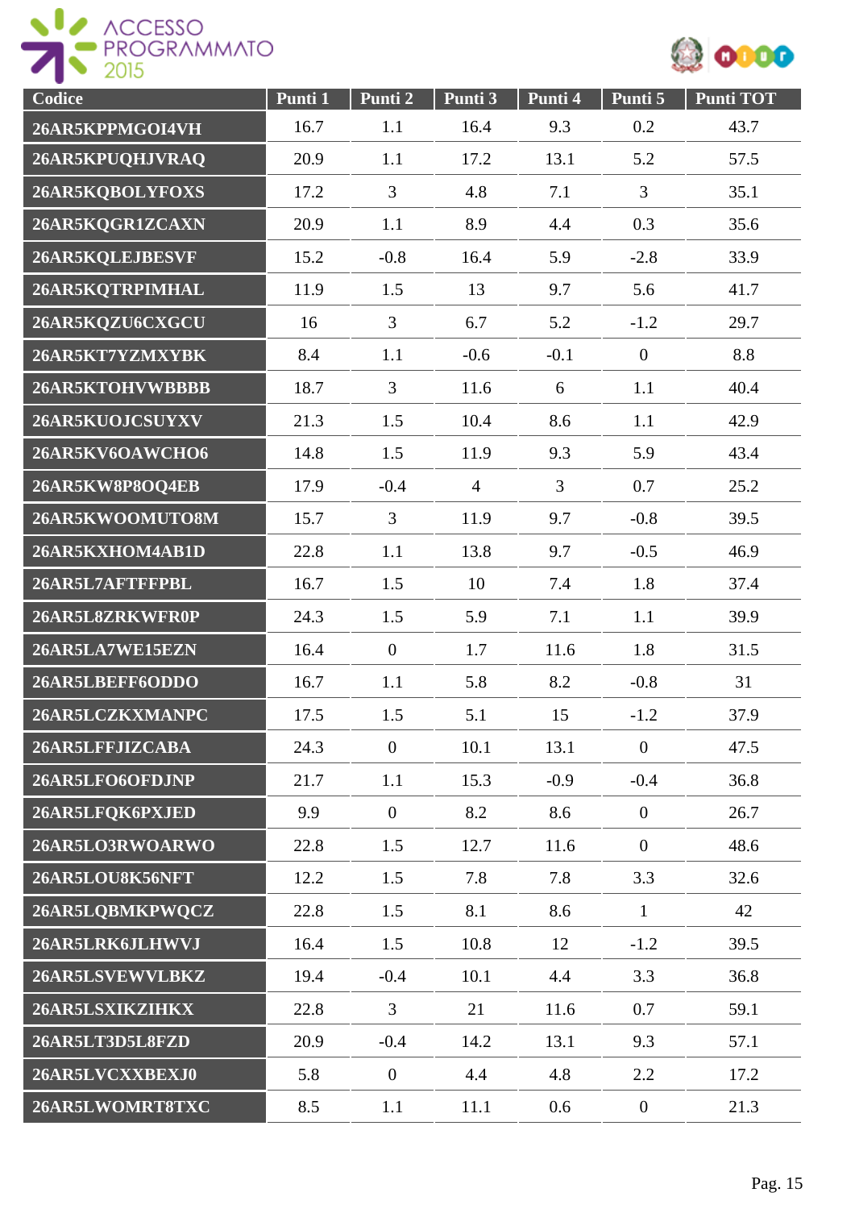| Codice | Punti 1 | Punti 2 | Punti 3 | Punti 4 | Punti 5 | Punti TOT |
|---|---|---|---|---|---|---|
| 26AR5KPPMGOI4VH | 16.7 | 1.1 | 16.4 | 9.3 | 0.2 | 43.7 |
| 26AR5KPUQHJVRAQ | 20.9 | 1.1 | 17.2 | 13.1 | 5.2 | 57.5 |
| 26AR5KQBOLYFOXS | 17.2 | 3 | 4.8 | 7.1 | 3 | 35.1 |
| 26AR5KQGR1ZCAXN | 20.9 | 1.1 | 8.9 | 4.4 | 0.3 | 35.6 |
| 26AR5KQLEJBESVF | 15.2 | -0.8 | 16.4 | 5.9 | -2.8 | 33.9 |
| 26AR5KQTRPIMHAL | 11.9 | 1.5 | 13 | 9.7 | 5.6 | 41.7 |
| 26AR5KQZU6CXGCU | 16 | 3 | 6.7 | 5.2 | -1.2 | 29.7 |
| 26AR5KT7YZMXYBK | 8.4 | 1.1 | -0.6 | -0.1 | 0 | 8.8 |
| 26AR5KTOHVWBBBB | 18.7 | 3 | 11.6 | 6 | 1.1 | 40.4 |
| 26AR5KUOJCSUYXV | 21.3 | 1.5 | 10.4 | 8.6 | 1.1 | 42.9 |
| 26AR5KV6OAWCHO6 | 14.8 | 1.5 | 11.9 | 9.3 | 5.9 | 43.4 |
| 26AR5KW8P8OQ4EB | 17.9 | -0.4 | 4 | 3 | 0.7 | 25.2 |
| 26AR5KWOOMUTO8M | 15.7 | 3 | 11.9 | 9.7 | -0.8 | 39.5 |
| 26AR5KXHOM4AB1D | 22.8 | 1.1 | 13.8 | 9.7 | -0.5 | 46.9 |
| 26AR5L7AFTFFPBL | 16.7 | 1.5 | 10 | 7.4 | 1.8 | 37.4 |
| 26AR5L8ZRKWFR0P | 24.3 | 1.5 | 5.9 | 7.1 | 1.1 | 39.9 |
| 26AR5LA7WE15EZN | 16.4 | 0 | 1.7 | 11.6 | 1.8 | 31.5 |
| 26AR5LBEFF6ODDO | 16.7 | 1.1 | 5.8 | 8.2 | -0.8 | 31 |
| 26AR5LCZKXMANPC | 17.5 | 1.5 | 5.1 | 15 | -1.2 | 37.9 |
| 26AR5LFFJIZCABA | 24.3 | 0 | 10.1 | 13.1 | 0 | 47.5 |
| 26AR5LFO6OFDJNP | 21.7 | 1.1 | 15.3 | -0.9 | -0.4 | 36.8 |
| 26AR5LFQK6PXJED | 9.9 | 0 | 8.2 | 8.6 | 0 | 26.7 |
| 26AR5LO3RWOARWO | 22.8 | 1.5 | 12.7 | 11.6 | 0 | 48.6 |
| 26AR5LOU8K56NFT | 12.2 | 1.5 | 7.8 | 7.8 | 3.3 | 32.6 |
| 26AR5LQBMKPWQCZ | 22.8 | 1.5 | 8.1 | 8.6 | 1 | 42 |
| 26AR5LRK6JLHWVJ | 16.4 | 1.5 | 10.8 | 12 | -1.2 | 39.5 |
| 26AR5LSVEWVLBKZ | 19.4 | -0.4 | 10.1 | 4.4 | 3.3 | 36.8 |
| 26AR5LSXIKZIHKX | 22.8 | 3 | 21 | 11.6 | 0.7 | 59.1 |
| 26AR5LT3D5L8FZD | 20.9 | -0.4 | 14.2 | 13.1 | 9.3 | 57.1 |
| 26AR5LVCXXBEXJ0 | 5.8 | 0 | 4.4 | 4.8 | 2.2 | 17.2 |
| 26AR5LWOMRT8TXC | 8.5 | 1.1 | 11.1 | 0.6 | 0 | 21.3 |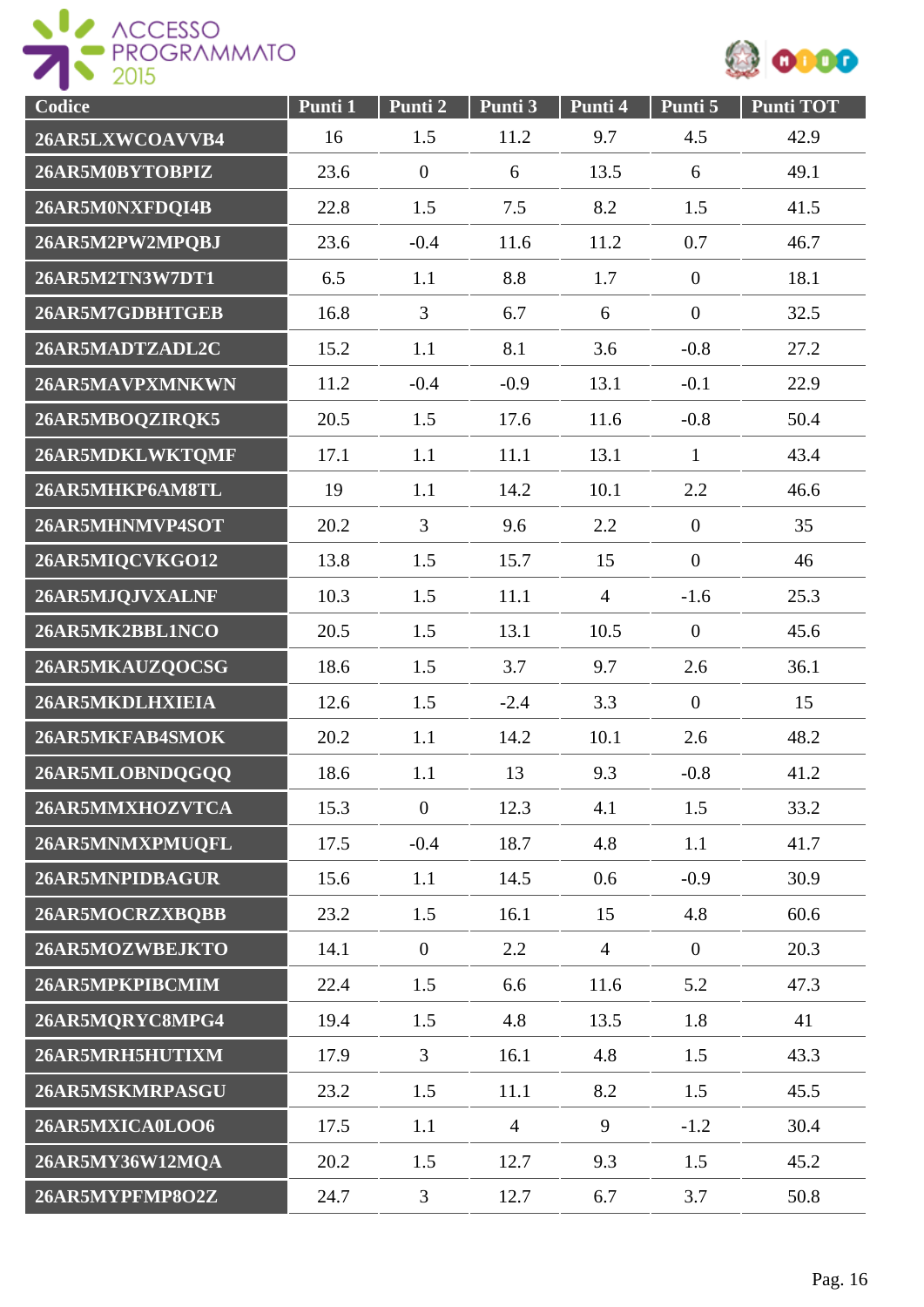| Codice | Punti 1 | Punti 2 | Punti 3 | Punti 4 | Punti 5 | Punti TOT |
|---|---|---|---|---|---|---|
| 26AR5LXWCOAVVB4 | 16 | 1.5 | 11.2 | 9.7 | 4.5 | 42.9 |
| 26AR5M0BYTOBPIZ | 23.6 | 0 | 6 | 13.5 | 6 | 49.1 |
| 26AR5M0NXFDQI4B | 22.8 | 1.5 | 7.5 | 8.2 | 1.5 | 41.5 |
| 26AR5M2PW2MPQBJ | 23.6 | -0.4 | 11.6 | 11.2 | 0.7 | 46.7 |
| 26AR5M2TN3W7DT1 | 6.5 | 1.1 | 8.8 | 1.7 | 0 | 18.1 |
| 26AR5M7GDBHTGEB | 16.8 | 3 | 6.7 | 6 | 0 | 32.5 |
| 26AR5MADTZADL2C | 15.2 | 1.1 | 8.1 | 3.6 | -0.8 | 27.2 |
| 26AR5MAVPXMNKWN | 11.2 | -0.4 | -0.9 | 13.1 | -0.1 | 22.9 |
| 26AR5MBOQZIRQK5 | 20.5 | 1.5 | 17.6 | 11.6 | -0.8 | 50.4 |
| 26AR5MDKLWKTQMF | 17.1 | 1.1 | 11.1 | 13.1 | 1 | 43.4 |
| 26AR5MHKP6AM8TL | 19 | 1.1 | 14.2 | 10.1 | 2.2 | 46.6 |
| 26AR5MHNMVP4SOT | 20.2 | 3 | 9.6 | 2.2 | 0 | 35 |
| 26AR5MIQCVKGO12 | 13.8 | 1.5 | 15.7 | 15 | 0 | 46 |
| 26AR5MJQJVXALNF | 10.3 | 1.5 | 11.1 | 4 | -1.6 | 25.3 |
| 26AR5MK2BBL1NCO | 20.5 | 1.5 | 13.1 | 10.5 | 0 | 45.6 |
| 26AR5MKAUZQOCSG | 18.6 | 1.5 | 3.7 | 9.7 | 2.6 | 36.1 |
| 26AR5MKDLHXIEIA | 12.6 | 1.5 | -2.4 | 3.3 | 0 | 15 |
| 26AR5MKFAB4SMOK | 20.2 | 1.1 | 14.2 | 10.1 | 2.6 | 48.2 |
| 26AR5MLOBNDQGQQ | 18.6 | 1.1 | 13 | 9.3 | -0.8 | 41.2 |
| 26AR5MMXHOZVTCA | 15.3 | 0 | 12.3 | 4.1 | 1.5 | 33.2 |
| 26AR5MNMXPMUQFL | 17.5 | -0.4 | 18.7 | 4.8 | 1.1 | 41.7 |
| 26AR5MNPIDBAGUR | 15.6 | 1.1 | 14.5 | 0.6 | -0.9 | 30.9 |
| 26AR5MOCRZXBQBB | 23.2 | 1.5 | 16.1 | 15 | 4.8 | 60.6 |
| 26AR5MOZWBEJKTO | 14.1 | 0 | 2.2 | 4 | 0 | 20.3 |
| 26AR5MPKPIBCMIM | 22.4 | 1.5 | 6.6 | 11.6 | 5.2 | 47.3 |
| 26AR5MQRYC8MPG4 | 19.4 | 1.5 | 4.8 | 13.5 | 1.8 | 41 |
| 26AR5MRH5HUTIXM | 17.9 | 3 | 16.1 | 4.8 | 1.5 | 43.3 |
| 26AR5MSKMRPASGU | 23.2 | 1.5 | 11.1 | 8.2 | 1.5 | 45.5 |
| 26AR5MXICA0LOO6 | 17.5 | 1.1 | 4 | 9 | -1.2 | 30.4 |
| 26AR5MY36W12MQA | 20.2 | 1.5 | 12.7 | 9.3 | 1.5 | 45.2 |
| 26AR5MYPFMP8O2Z | 24.7 | 3 | 12.7 | 6.7 | 3.7 | 50.8 |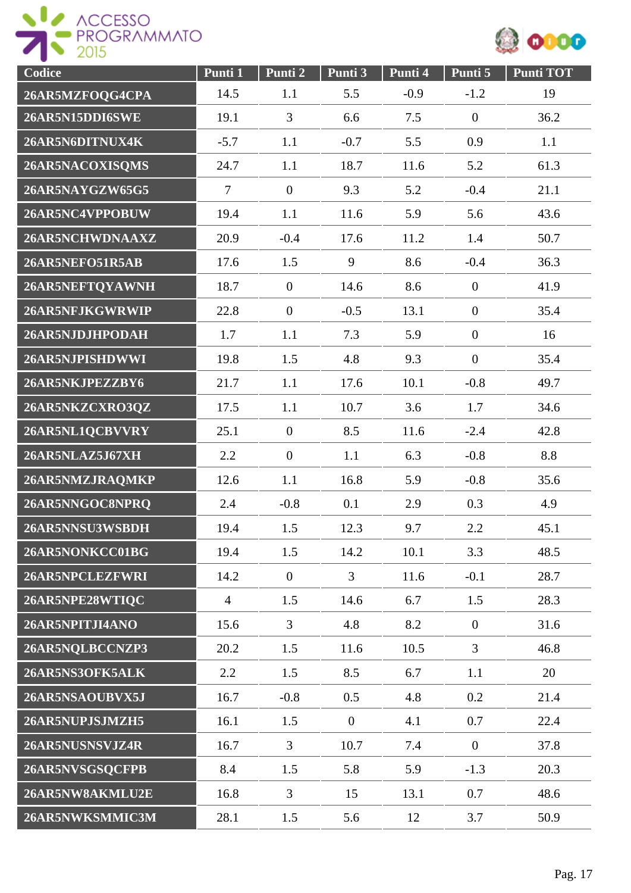| Codice | Punti 1 | Punti 2 | Punti 3 | Punti 4 | Punti 5 | Punti TOT |
|---|---|---|---|---|---|---|
| 26AR5MZFOQG4CPA | 14.5 | 1.1 | 5.5 | -0.9 | -1.2 | 19 |
| 26AR5N15DDI6SWE | 19.1 | 3 | 6.6 | 7.5 | 0 | 36.2 |
| 26AR5N6DITNUX4K | -5.7 | 1.1 | -0.7 | 5.5 | 0.9 | 1.1 |
| 26AR5NACOXISQMS | 24.7 | 1.1 | 18.7 | 11.6 | 5.2 | 61.3 |
| 26AR5NAYGZW65G5 | 7 | 0 | 9.3 | 5.2 | -0.4 | 21.1 |
| 26AR5NC4VPPOBUW | 19.4 | 1.1 | 11.6 | 5.9 | 5.6 | 43.6 |
| 26AR5NCHWDNAAXZ | 20.9 | -0.4 | 17.6 | 11.2 | 1.4 | 50.7 |
| 26AR5NEFO51R5AB | 17.6 | 1.5 | 9 | 8.6 | -0.4 | 36.3 |
| 26AR5NEFTQYAWNH | 18.7 | 0 | 14.6 | 8.6 | 0 | 41.9 |
| 26AR5NFJKGWRWIP | 22.8 | 0 | -0.5 | 13.1 | 0 | 35.4 |
| 26AR5NJDJHPODAH | 1.7 | 1.1 | 7.3 | 5.9 | 0 | 16 |
| 26AR5NJPISHDWWI | 19.8 | 1.5 | 4.8 | 9.3 | 0 | 35.4 |
| 26AR5NKJPEZZBY6 | 21.7 | 1.1 | 17.6 | 10.1 | -0.8 | 49.7 |
| 26AR5NKZCXRO3QZ | 17.5 | 1.1 | 10.7 | 3.6 | 1.7 | 34.6 |
| 26AR5NL1QCBVVRY | 25.1 | 0 | 8.5 | 11.6 | -2.4 | 42.8 |
| 26AR5NLAZ5J67XH | 2.2 | 0 | 1.1 | 6.3 | -0.8 | 8.8 |
| 26AR5NMZJRAQMKP | 12.6 | 1.1 | 16.8 | 5.9 | -0.8 | 35.6 |
| 26AR5NNGOC8NPRQ | 2.4 | -0.8 | 0.1 | 2.9 | 0.3 | 4.9 |
| 26AR5NNSU3WSBDH | 19.4 | 1.5 | 12.3 | 9.7 | 2.2 | 45.1 |
| 26AR5NONKCC01BG | 19.4 | 1.5 | 14.2 | 10.1 | 3.3 | 48.5 |
| 26AR5NPCLEZFWRI | 14.2 | 0 | 3 | 11.6 | -0.1 | 28.7 |
| 26AR5NPE28WTIQC | 4 | 1.5 | 14.6 | 6.7 | 1.5 | 28.3 |
| 26AR5NPITJI4ANO | 15.6 | 3 | 4.8 | 8.2 | 0 | 31.6 |
| 26AR5NQLBCCNZP3 | 20.2 | 1.5 | 11.6 | 10.5 | 3 | 46.8 |
| 26AR5NS3OFK5ALK | 2.2 | 1.5 | 8.5 | 6.7 | 1.1 | 20 |
| 26AR5NSAOUBVX5J | 16.7 | -0.8 | 0.5 | 4.8 | 0.2 | 21.4 |
| 26AR5NUPJSJMZH5 | 16.1 | 1.5 | 0 | 4.1 | 0.7 | 22.4 |
| 26AR5NUSNSVJZ4R | 16.7 | 3 | 10.7 | 7.4 | 0 | 37.8 |
| 26AR5NVSGSQCFPB | 8.4 | 1.5 | 5.8 | 5.9 | -1.3 | 20.3 |
| 26AR5NW8AKMLU2E | 16.8 | 3 | 15 | 13.1 | 0.7 | 48.6 |
| 26AR5NWKSMMIC3M | 28.1 | 1.5 | 5.6 | 12 | 3.7 | 50.9 |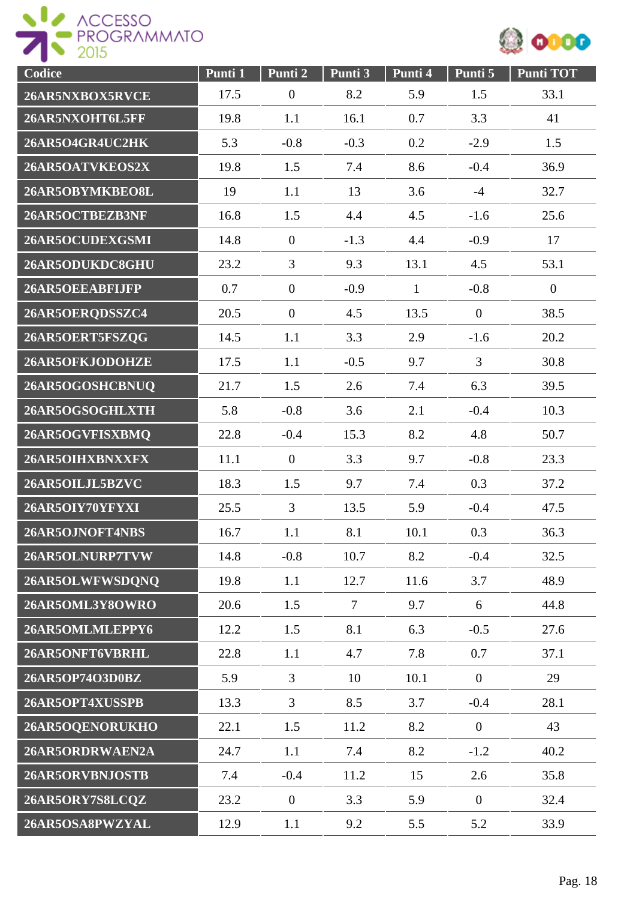| Codice | Punti 1 | Punti 2 | Punti 3 | Punti 4 | Punti 5 | Punti TOT |
|---|---|---|---|---|---|---|
| 26AR5NXBOX5RVCE | 17.5 | 0 | 8.2 | 5.9 | 1.5 | 33.1 |
| 26AR5NXOHT6L5FF | 19.8 | 1.1 | 16.1 | 0.7 | 3.3 | 41 |
| 26AR5O4GR4UC2HK | 5.3 | -0.8 | -0.3 | 0.2 | -2.9 | 1.5 |
| 26AR5OATVKEOS2X | 19.8 | 1.5 | 7.4 | 8.6 | -0.4 | 36.9 |
| 26AR5OBYMKBEO8L | 19 | 1.1 | 13 | 3.6 | -4 | 32.7 |
| 26AR5OCTBEZB3NF | 16.8 | 1.5 | 4.4 | 4.5 | -1.6 | 25.6 |
| 26AR5OCUDEXGSMI | 14.8 | 0 | -1.3 | 4.4 | -0.9 | 17 |
| 26AR5ODUKDC8GHU | 23.2 | 3 | 9.3 | 13.1 | 4.5 | 53.1 |
| 26AR5OEEABFIJFP | 0.7 | 0 | -0.9 | 1 | -0.8 | 0 |
| 26AR5OERQDSSZC4 | 20.5 | 0 | 4.5 | 13.5 | 0 | 38.5 |
| 26AR5OERT5FSZQG | 14.5 | 1.1 | 3.3 | 2.9 | -1.6 | 20.2 |
| 26AR5OFKJODOHZE | 17.5 | 1.1 | -0.5 | 9.7 | 3 | 30.8 |
| 26AR5OGOSHCBNUQ | 21.7 | 1.5 | 2.6 | 7.4 | 6.3 | 39.5 |
| 26AR5OGSOGHLXTH | 5.8 | -0.8 | 3.6 | 2.1 | -0.4 | 10.3 |
| 26AR5OGVFISXBMQ | 22.8 | -0.4 | 15.3 | 8.2 | 4.8 | 50.7 |
| 26AR5OIHXBNXXFX | 11.1 | 0 | 3.3 | 9.7 | -0.8 | 23.3 |
| 26AR5OILJL5BZVC | 18.3 | 1.5 | 9.7 | 7.4 | 0.3 | 37.2 |
| 26AR5OIY70YFYXI | 25.5 | 3 | 13.5 | 5.9 | -0.4 | 47.5 |
| 26AR5OJNOFT4NBS | 16.7 | 1.1 | 8.1 | 10.1 | 0.3 | 36.3 |
| 26AR5OLNURP7TVW | 14.8 | -0.8 | 10.7 | 8.2 | -0.4 | 32.5 |
| 26AR5OLWFWSDQNQ | 19.8 | 1.1 | 12.7 | 11.6 | 3.7 | 48.9 |
| 26AR5OML3Y8OWRO | 20.6 | 1.5 | 7 | 9.7 | 6 | 44.8 |
| 26AR5OMLMLEPPY6 | 12.2 | 1.5 | 8.1 | 6.3 | -0.5 | 27.6 |
| 26AR5ONFT6VBRHL | 22.8 | 1.1 | 4.7 | 7.8 | 0.7 | 37.1 |
| 26AR5OP74O3D0BZ | 5.9 | 3 | 10 | 10.1 | 0 | 29 |
| 26AR5OPT4XUSSPB | 13.3 | 3 | 8.5 | 3.7 | -0.4 | 28.1 |
| 26AR5OQENORUKHO | 22.1 | 1.5 | 11.2 | 8.2 | 0 | 43 |
| 26AR5ORDRWAEN2A | 24.7 | 1.1 | 7.4 | 8.2 | -1.2 | 40.2 |
| 26AR5ORVBNJOSTB | 7.4 | -0.4 | 11.2 | 15 | 2.6 | 35.8 |
| 26AR5ORY7S8LCQZ | 23.2 | 0 | 3.3 | 5.9 | 0 | 32.4 |
| 26AR5OSA8PWZYAL | 12.9 | 1.1 | 9.2 | 5.5 | 5.2 | 33.9 |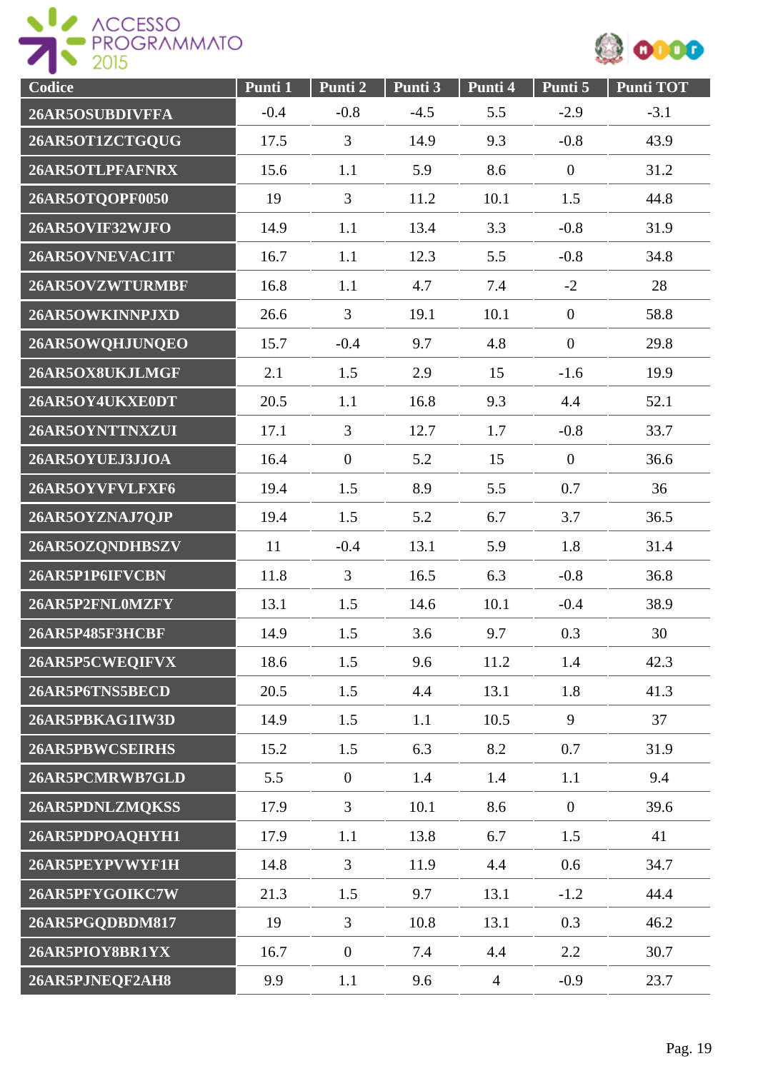| Codice | Punti 1 | Punti 2 | Punti 3 | Punti 4 | Punti 5 | Punti TOT |
|---|---|---|---|---|---|---|
| 26AR5OSUBDIVFFA | -0.4 | -0.8 | -4.5 | 5.5 | -2.9 | -3.1 |
| 26AR5OT1ZCTGQUG | 17.5 | 3 | 14.9 | 9.3 | -0.8 | 43.9 |
| 26AR5OTLPFAFNRX | 15.6 | 1.1 | 5.9 | 8.6 | 0 | 31.2 |
| 26AR5OTQOPF0050 | 19 | 3 | 11.2 | 10.1 | 1.5 | 44.8 |
| 26AR5OVIF32WJFO | 14.9 | 1.1 | 13.4 | 3.3 | -0.8 | 31.9 |
| 26AR5OVNEVAC1IT | 16.7 | 1.1 | 12.3 | 5.5 | -0.8 | 34.8 |
| 26AR5OVZWTURMBF | 16.8 | 1.1 | 4.7 | 7.4 | -2 | 28 |
| 26AR5OWKINNPJXD | 26.6 | 3 | 19.1 | 10.1 | 0 | 58.8 |
| 26AR5OWQHJUNQEO | 15.7 | -0.4 | 9.7 | 4.8 | 0 | 29.8 |
| 26AR5OX8UKJLMGF | 2.1 | 1.5 | 2.9 | 15 | -1.6 | 19.9 |
| 26AR5OY4UKXE0DT | 20.5 | 1.1 | 16.8 | 9.3 | 4.4 | 52.1 |
| 26AR5OYNTTNXZUI | 17.1 | 3 | 12.7 | 1.7 | -0.8 | 33.7 |
| 26AR5OYUEJ3JJOA | 16.4 | 0 | 5.2 | 15 | 0 | 36.6 |
| 26AR5OYVFVLFXF6 | 19.4 | 1.5 | 8.9 | 5.5 | 0.7 | 36 |
| 26AR5OYZNAJ7QJP | 19.4 | 1.5 | 5.2 | 6.7 | 3.7 | 36.5 |
| 26AR5OZQNDHBSZV | 11 | -0.4 | 13.1 | 5.9 | 1.8 | 31.4 |
| 26AR5P1P6IFVCBN | 11.8 | 3 | 16.5 | 6.3 | -0.8 | 36.8 |
| 26AR5P2FNL0MZFY | 13.1 | 1.5 | 14.6 | 10.1 | -0.4 | 38.9 |
| 26AR5P485F3HCBF | 14.9 | 1.5 | 3.6 | 9.7 | 0.3 | 30 |
| 26AR5P5CWEQIFVX | 18.6 | 1.5 | 9.6 | 11.2 | 1.4 | 42.3 |
| 26AR5P6TNS5BECD | 20.5 | 1.5 | 4.4 | 13.1 | 1.8 | 41.3 |
| 26AR5PBKAG1IW3D | 14.9 | 1.5 | 1.1 | 10.5 | 9 | 37 |
| 26AR5PBWCSEIRHS | 15.2 | 1.5 | 6.3 | 8.2 | 0.7 | 31.9 |
| 26AR5PCMRWB7GLD | 5.5 | 0 | 1.4 | 1.4 | 1.1 | 9.4 |
| 26AR5PDNLZMQKSS | 17.9 | 3 | 10.1 | 8.6 | 0 | 39.6 |
| 26AR5PDPOAQHYH1 | 17.9 | 1.1 | 13.8 | 6.7 | 1.5 | 41 |
| 26AR5PEYPVWYF1H | 14.8 | 3 | 11.9 | 4.4 | 0.6 | 34.7 |
| 26AR5PFYGOIKC7W | 21.3 | 1.5 | 9.7 | 13.1 | -1.2 | 44.4 |
| 26AR5PGQDBDM817 | 19 | 3 | 10.8 | 13.1 | 0.3 | 46.2 |
| 26AR5PIOY8BR1YX | 16.7 | 0 | 7.4 | 4.4 | 2.2 | 30.7 |
| 26AR5PJNEQF2AH8 | 9.9 | 1.1 | 9.6 | 4 | -0.9 | 23.7 |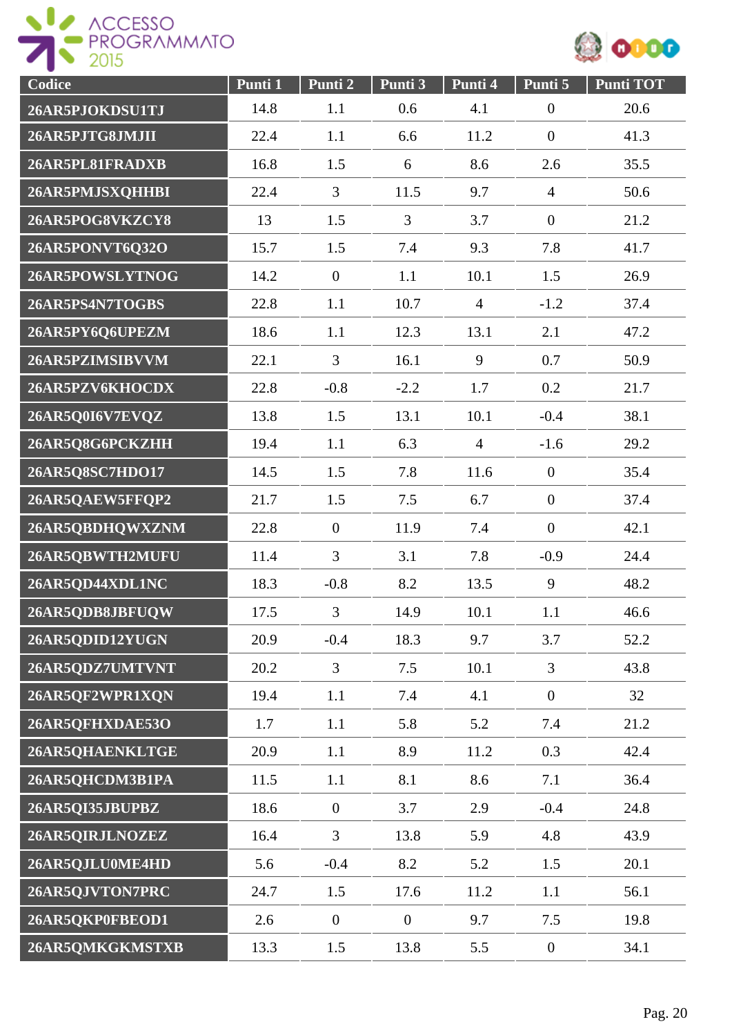| Codice | Punti 1 | Punti 2 | Punti 3 | Punti 4 | Punti 5 | Punti TOT |
|---|---|---|---|---|---|---|
| 26AR5PJOKDSU1TJ | 14.8 | 1.1 | 0.6 | 4.1 | 0 | 20.6 |
| 26AR5PJTG8JMJII | 22.4 | 1.1 | 6.6 | 11.2 | 0 | 41.3 |
| 26AR5PL81FRADXB | 16.8 | 1.5 | 6 | 8.6 | 2.6 | 35.5 |
| 26AR5PMJSXQHHBI | 22.4 | 3 | 11.5 | 9.7 | 4 | 50.6 |
| 26AR5POG8VKZCY8 | 13 | 1.5 | 3 | 3.7 | 0 | 21.2 |
| 26AR5PONVT6Q32O | 15.7 | 1.5 | 7.4 | 9.3 | 7.8 | 41.7 |
| 26AR5POWSLYTNOG | 14.2 | 0 | 1.1 | 10.1 | 1.5 | 26.9 |
| 26AR5PS4N7TOGBS | 22.8 | 1.1 | 10.7 | 4 | -1.2 | 37.4 |
| 26AR5PY6Q6UPEZM | 18.6 | 1.1 | 12.3 | 13.1 | 2.1 | 47.2 |
| 26AR5PZIMSIBVVM | 22.1 | 3 | 16.1 | 9 | 0.7 | 50.9 |
| 26AR5PZV6KHOCDX | 22.8 | -0.8 | -2.2 | 1.7 | 0.2 | 21.7 |
| 26AR5Q0I6V7EVQZ | 13.8 | 1.5 | 13.1 | 10.1 | -0.4 | 38.1 |
| 26AR5Q8G6PCKZHH | 19.4 | 1.1 | 6.3 | 4 | -1.6 | 29.2 |
| 26AR5Q8SC7HDO17 | 14.5 | 1.5 | 7.8 | 11.6 | 0 | 35.4 |
| 26AR5QAEW5FFQP2 | 21.7 | 1.5 | 7.5 | 6.7 | 0 | 37.4 |
| 26AR5QBDHQWXZNM | 22.8 | 0 | 11.9 | 7.4 | 0 | 42.1 |
| 26AR5QBWTH2MUFU | 11.4 | 3 | 3.1 | 7.8 | -0.9 | 24.4 |
| 26AR5QD44XDL1NC | 18.3 | -0.8 | 8.2 | 13.5 | 9 | 48.2 |
| 26AR5QDB8JBFUQW | 17.5 | 3 | 14.9 | 10.1 | 1.1 | 46.6 |
| 26AR5QDID12YUGN | 20.9 | -0.4 | 18.3 | 9.7 | 3.7 | 52.2 |
| 26AR5QDZ7UMTVNT | 20.2 | 3 | 7.5 | 10.1 | 3 | 43.8 |
| 26AR5QF2WPR1XQN | 19.4 | 1.1 | 7.4 | 4.1 | 0 | 32 |
| 26AR5QFHXDAE53O | 1.7 | 1.1 | 5.8 | 5.2 | 7.4 | 21.2 |
| 26AR5QHAENKLTGE | 20.9 | 1.1 | 8.9 | 11.2 | 0.3 | 42.4 |
| 26AR5QHCDM3B1PA | 11.5 | 1.1 | 8.1 | 8.6 | 7.1 | 36.4 |
| 26AR5QI35JBUPBZ | 18.6 | 0 | 3.7 | 2.9 | -0.4 | 24.8 |
| 26AR5QIRJLNOZEZ | 16.4 | 3 | 13.8 | 5.9 | 4.8 | 43.9 |
| 26AR5QJLU0ME4HD | 5.6 | -0.4 | 8.2 | 5.2 | 1.5 | 20.1 |
| 26AR5QJVTON7PRC | 24.7 | 1.5 | 17.6 | 11.2 | 1.1 | 56.1 |
| 26AR5QKP0FBEOD1 | 2.6 | 0 | 0 | 9.7 | 7.5 | 19.8 |
| 26AR5QMKGKMSTXB | 13.3 | 1.5 | 13.8 | 5.5 | 0 | 34.1 |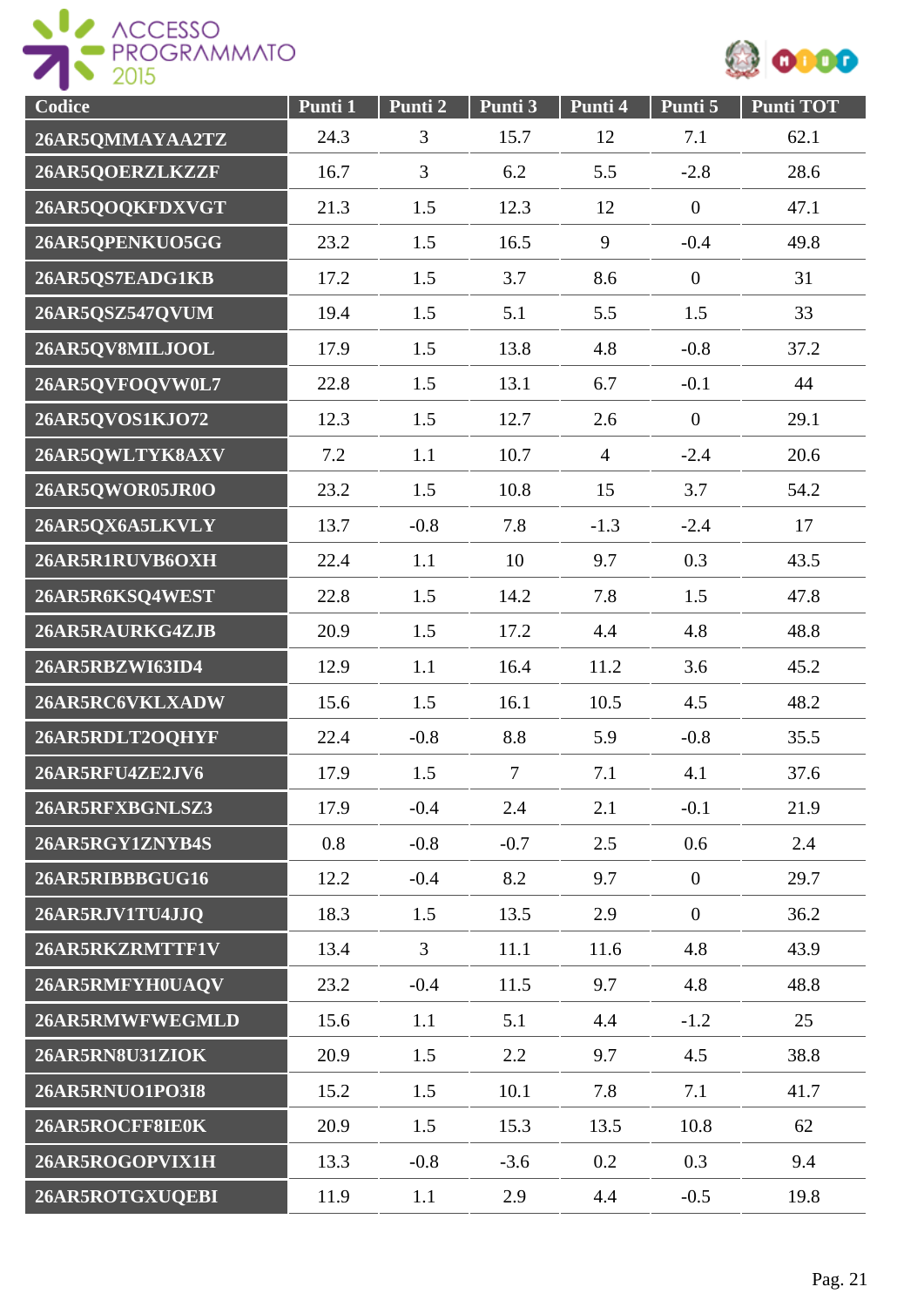| Codice | Punti 1 | Punti 2 | Punti 3 | Punti 4 | Punti 5 | Punti TOT |
|---|---|---|---|---|---|---|
| 26AR5QMMAYAA2TZ | 24.3 | 3 | 15.7 | 12 | 7.1 | 62.1 |
| 26AR5QOERZLKZZF | 16.7 | 3 | 6.2 | 5.5 | -2.8 | 28.6 |
| 26AR5QOQKFDXVGT | 21.3 | 1.5 | 12.3 | 12 | 0 | 47.1 |
| 26AR5QPENKUO5GG | 23.2 | 1.5 | 16.5 | 9 | -0.4 | 49.8 |
| 26AR5QS7EADG1KB | 17.2 | 1.5 | 3.7 | 8.6 | 0 | 31 |
| 26AR5QSZ547QVUM | 19.4 | 1.5 | 5.1 | 5.5 | 1.5 | 33 |
| 26AR5QV8MILJOOL | 17.9 | 1.5 | 13.8 | 4.8 | -0.8 | 37.2 |
| 26AR5QVFOQVW0L7 | 22.8 | 1.5 | 13.1 | 6.7 | -0.1 | 44 |
| 26AR5QVOS1KJO72 | 12.3 | 1.5 | 12.7 | 2.6 | 0 | 29.1 |
| 26AR5QWLTYK8AXV | 7.2 | 1.1 | 10.7 | 4 | -2.4 | 20.6 |
| 26AR5QWOR05JR0O | 23.2 | 1.5 | 10.8 | 15 | 3.7 | 54.2 |
| 26AR5QX6A5LKVLY | 13.7 | -0.8 | 7.8 | -1.3 | -2.4 | 17 |
| 26AR5R1RUVB6OXH | 22.4 | 1.1 | 10 | 9.7 | 0.3 | 43.5 |
| 26AR5R6KSQ4WEST | 22.8 | 1.5 | 14.2 | 7.8 | 1.5 | 47.8 |
| 26AR5RAURKG4ZJB | 20.9 | 1.5 | 17.2 | 4.4 | 4.8 | 48.8 |
| 26AR5RBZWI63ID4 | 12.9 | 1.1 | 16.4 | 11.2 | 3.6 | 45.2 |
| 26AR5RC6VKLXADW | 15.6 | 1.5 | 16.1 | 10.5 | 4.5 | 48.2 |
| 26AR5RDLT2OQHYF | 22.4 | -0.8 | 8.8 | 5.9 | -0.8 | 35.5 |
| 26AR5RFU4ZE2JV6 | 17.9 | 1.5 | 7 | 7.1 | 4.1 | 37.6 |
| 26AR5RFXBGNLSZ3 | 17.9 | -0.4 | 2.4 | 2.1 | -0.1 | 21.9 |
| 26AR5RGY1ZNYB4S | 0.8 | -0.8 | -0.7 | 2.5 | 0.6 | 2.4 |
| 26AR5RIBBBGUG16 | 12.2 | -0.4 | 8.2 | 9.7 | 0 | 29.7 |
| 26AR5RJV1TU4JJQ | 18.3 | 1.5 | 13.5 | 2.9 | 0 | 36.2 |
| 26AR5RKZRMTTF1V | 13.4 | 3 | 11.1 | 11.6 | 4.8 | 43.9 |
| 26AR5RMFYH0UAQV | 23.2 | -0.4 | 11.5 | 9.7 | 4.8 | 48.8 |
| 26AR5RMWFWEGMLD | 15.6 | 1.1 | 5.1 | 4.4 | -1.2 | 25 |
| 26AR5RN8U31ZIOK | 20.9 | 1.5 | 2.2 | 9.7 | 4.5 | 38.8 |
| 26AR5RNUO1PO3I8 | 15.2 | 1.5 | 10.1 | 7.8 | 7.1 | 41.7 |
| 26AR5ROCFF8IE0K | 20.9 | 1.5 | 15.3 | 13.5 | 10.8 | 62 |
| 26AR5ROGOPVIX1H | 13.3 | -0.8 | -3.6 | 0.2 | 0.3 | 9.4 |
| 26AR5ROTGXUQEBI | 11.9 | 1.1 | 2.9 | 4.4 | -0.5 | 19.8 |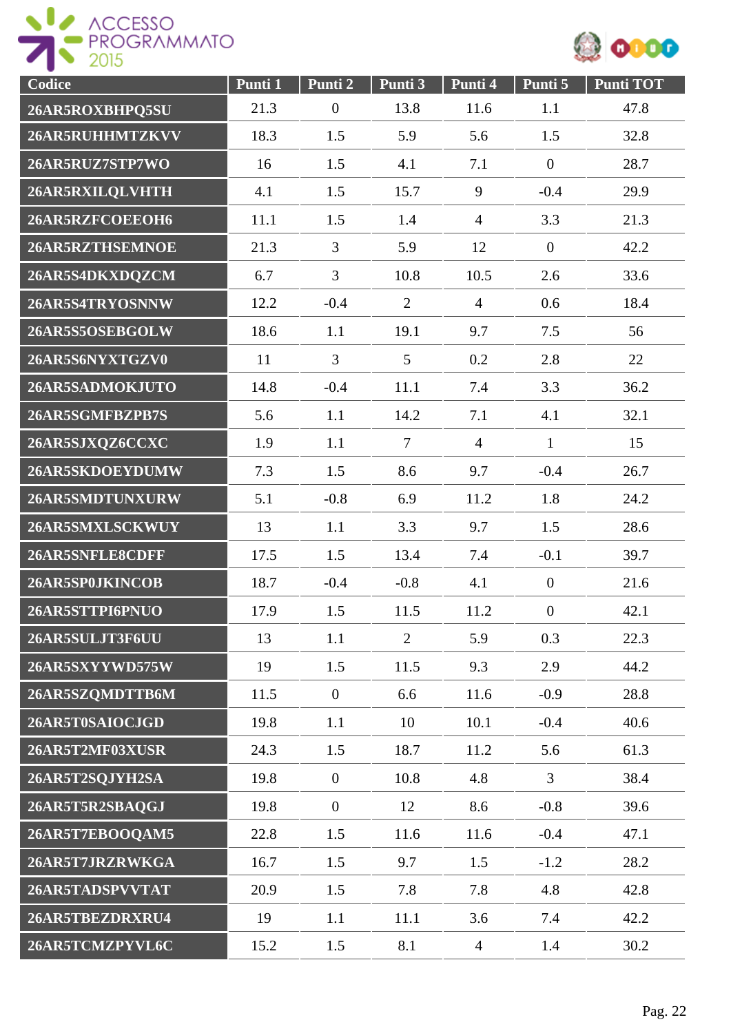| Codice | Punti 1 | Punti 2 | Punti 3 | Punti 4 | Punti 5 | Punti TOT |
|---|---|---|---|---|---|---|
| 26AR5ROXBHPQ5SU | 21.3 | 0 | 13.8 | 11.6 | 1.1 | 47.8 |
| 26AR5RUHHMTZKVV | 18.3 | 1.5 | 5.9 | 5.6 | 1.5 | 32.8 |
| 26AR5RUZ7STP7WO | 16 | 1.5 | 4.1 | 7.1 | 0 | 28.7 |
| 26AR5RXILQLVHTH | 4.1 | 1.5 | 15.7 | 9 | -0.4 | 29.9 |
| 26AR5RZFCOEEOH6 | 11.1 | 1.5 | 1.4 | 4 | 3.3 | 21.3 |
| 26AR5RZTHSEMNOE | 21.3 | 3 | 5.9 | 12 | 0 | 42.2 |
| 26AR5S4DKXDQZCM | 6.7 | 3 | 10.8 | 10.5 | 2.6 | 33.6 |
| 26AR5S4TRYOSNNW | 12.2 | -0.4 | 2 | 4 | 0.6 | 18.4 |
| 26AR5S5OSEBGOLW | 18.6 | 1.1 | 19.1 | 9.7 | 7.5 | 56 |
| 26AR5S6NYXTGZV0 | 11 | 3 | 5 | 0.2 | 2.8 | 22 |
| 26AR5SADMOKJUTO | 14.8 | -0.4 | 11.1 | 7.4 | 3.3 | 36.2 |
| 26AR5SGMFBZPB7S | 5.6 | 1.1 | 14.2 | 7.1 | 4.1 | 32.1 |
| 26AR5SJXQZ6CCXC | 1.9 | 1.1 | 7 | 4 | 1 | 15 |
| 26AR5SKDOEYDUMW | 7.3 | 1.5 | 8.6 | 9.7 | -0.4 | 26.7 |
| 26AR5SMDTUNXURW | 5.1 | -0.8 | 6.9 | 11.2 | 1.8 | 24.2 |
| 26AR5SMXLSCKWUY | 13 | 1.1 | 3.3 | 9.7 | 1.5 | 28.6 |
| 26AR5SNFLE8CDFF | 17.5 | 1.5 | 13.4 | 7.4 | -0.1 | 39.7 |
| 26AR5SP0JKINCOB | 18.7 | -0.4 | -0.8 | 4.1 | 0 | 21.6 |
| 26AR5STTPI6PNUO | 17.9 | 1.5 | 11.5 | 11.2 | 0 | 42.1 |
| 26AR5SULJT3F6UU | 13 | 1.1 | 2 | 5.9 | 0.3 | 22.3 |
| 26AR5SXYYWD575W | 19 | 1.5 | 11.5 | 9.3 | 2.9 | 44.2 |
| 26AR5SZQMDTTB6M | 11.5 | 0 | 6.6 | 11.6 | -0.9 | 28.8 |
| 26AR5T0SAIOCJGD | 19.8 | 1.1 | 10 | 10.1 | -0.4 | 40.6 |
| 26AR5T2MF03XUSR | 24.3 | 1.5 | 18.7 | 11.2 | 5.6 | 61.3 |
| 26AR5T2SQJYH2SA | 19.8 | 0 | 10.8 | 4.8 | 3 | 38.4 |
| 26AR5T5R2SBAQGJ | 19.8 | 0 | 12 | 8.6 | -0.8 | 39.6 |
| 26AR5T7EBOOQAM5 | 22.8 | 1.5 | 11.6 | 11.6 | -0.4 | 47.1 |
| 26AR5T7JRZRWKGA | 16.7 | 1.5 | 9.7 | 1.5 | -1.2 | 28.2 |
| 26AR5TADSPVVTAT | 20.9 | 1.5 | 7.8 | 7.8 | 4.8 | 42.8 |
| 26AR5TBEZDRXRU4 | 19 | 1.1 | 11.1 | 3.6 | 7.4 | 42.2 |
| 26AR5TCMZPYVL6C | 15.2 | 1.5 | 8.1 | 4 | 1.4 | 30.2 |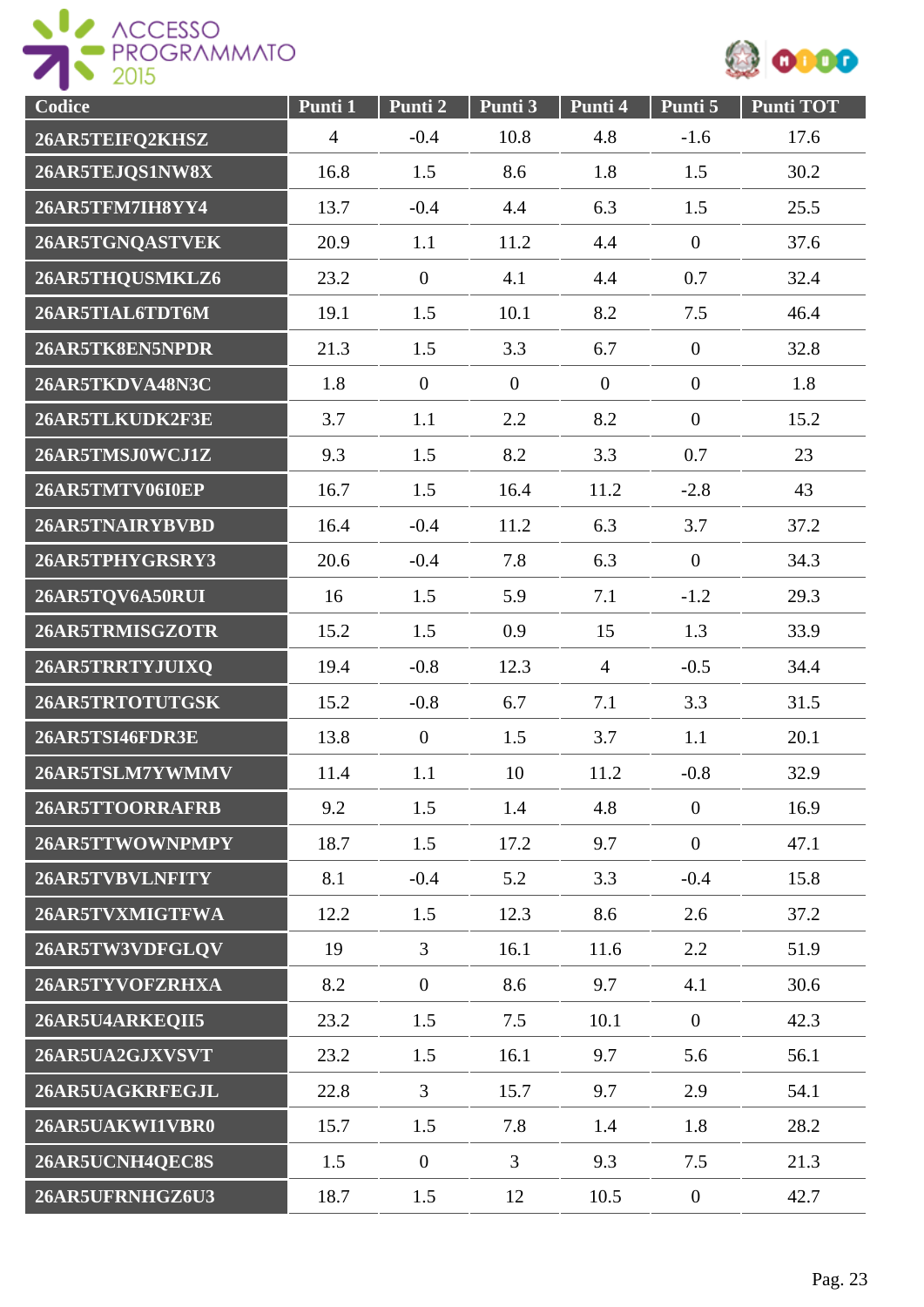| Codice | Punti 1 | Punti 2 | Punti 3 | Punti 4 | Punti 5 | Punti TOT |
|---|---|---|---|---|---|---|
| 26AR5TEIFQ2KHSZ | 4 | -0.4 | 10.8 | 4.8 | -1.6 | 17.6 |
| 26AR5TEJQS1NW8X | 16.8 | 1.5 | 8.6 | 1.8 | 1.5 | 30.2 |
| 26AR5TFM7IH8YY4 | 13.7 | -0.4 | 4.4 | 6.3 | 1.5 | 25.5 |
| 26AR5TGNQASTVEK | 20.9 | 1.1 | 11.2 | 4.4 | 0 | 37.6 |
| 26AR5THQUSMKLZ6 | 23.2 | 0 | 4.1 | 4.4 | 0.7 | 32.4 |
| 26AR5TIAL6TDT6M | 19.1 | 1.5 | 10.1 | 8.2 | 7.5 | 46.4 |
| 26AR5TK8EN5NPDR | 21.3 | 1.5 | 3.3 | 6.7 | 0 | 32.8 |
| 26AR5TKDVA48N3C | 1.8 | 0 | 0 | 0 | 0 | 1.8 |
| 26AR5TLKUDK2F3E | 3.7 | 1.1 | 2.2 | 8.2 | 0 | 15.2 |
| 26AR5TMSJ0WCJ1Z | 9.3 | 1.5 | 8.2 | 3.3 | 0.7 | 23 |
| 26AR5TMTV06I0EP | 16.7 | 1.5 | 16.4 | 11.2 | -2.8 | 43 |
| 26AR5TNAIRYBVBD | 16.4 | -0.4 | 11.2 | 6.3 | 3.7 | 37.2 |
| 26AR5TPHYGRSRY3 | 20.6 | -0.4 | 7.8 | 6.3 | 0 | 34.3 |
| 26AR5TQV6A50RUI | 16 | 1.5 | 5.9 | 7.1 | -1.2 | 29.3 |
| 26AR5TRMISGZOTR | 15.2 | 1.5 | 0.9 | 15 | 1.3 | 33.9 |
| 26AR5TRRTYJUIXQ | 19.4 | -0.8 | 12.3 | 4 | -0.5 | 34.4 |
| 26AR5TRTOTUTGSK | 15.2 | -0.8 | 6.7 | 7.1 | 3.3 | 31.5 |
| 26AR5TSI46FDR3E | 13.8 | 0 | 1.5 | 3.7 | 1.1 | 20.1 |
| 26AR5TSLM7YWMMV | 11.4 | 1.1 | 10 | 11.2 | -0.8 | 32.9 |
| 26AR5TTOORRAFRB | 9.2 | 1.5 | 1.4 | 4.8 | 0 | 16.9 |
| 26AR5TTWOWNPMPY | 18.7 | 1.5 | 17.2 | 9.7 | 0 | 47.1 |
| 26AR5TVBVLNFITY | 8.1 | -0.4 | 5.2 | 3.3 | -0.4 | 15.8 |
| 26AR5TVXMIGTFWA | 12.2 | 1.5 | 12.3 | 8.6 | 2.6 | 37.2 |
| 26AR5TW3VDFGLQV | 19 | 3 | 16.1 | 11.6 | 2.2 | 51.9 |
| 26AR5TYVOFZRHXA | 8.2 | 0 | 8.6 | 9.7 | 4.1 | 30.6 |
| 26AR5U4ARKEQII5 | 23.2 | 1.5 | 7.5 | 10.1 | 0 | 42.3 |
| 26AR5UA2GJXVSVT | 23.2 | 1.5 | 16.1 | 9.7 | 5.6 | 56.1 |
| 26AR5UAGKRFEGJL | 22.8 | 3 | 15.7 | 9.7 | 2.9 | 54.1 |
| 26AR5UAKWI1VBR0 | 15.7 | 1.5 | 7.8 | 1.4 | 1.8 | 28.2 |
| 26AR5UCNH4QEC8S | 1.5 | 0 | 3 | 9.3 | 7.5 | 21.3 |
| 26AR5UFRNHGZ6U3 | 18.7 | 1.5 | 12 | 10.5 | 0 | 42.7 |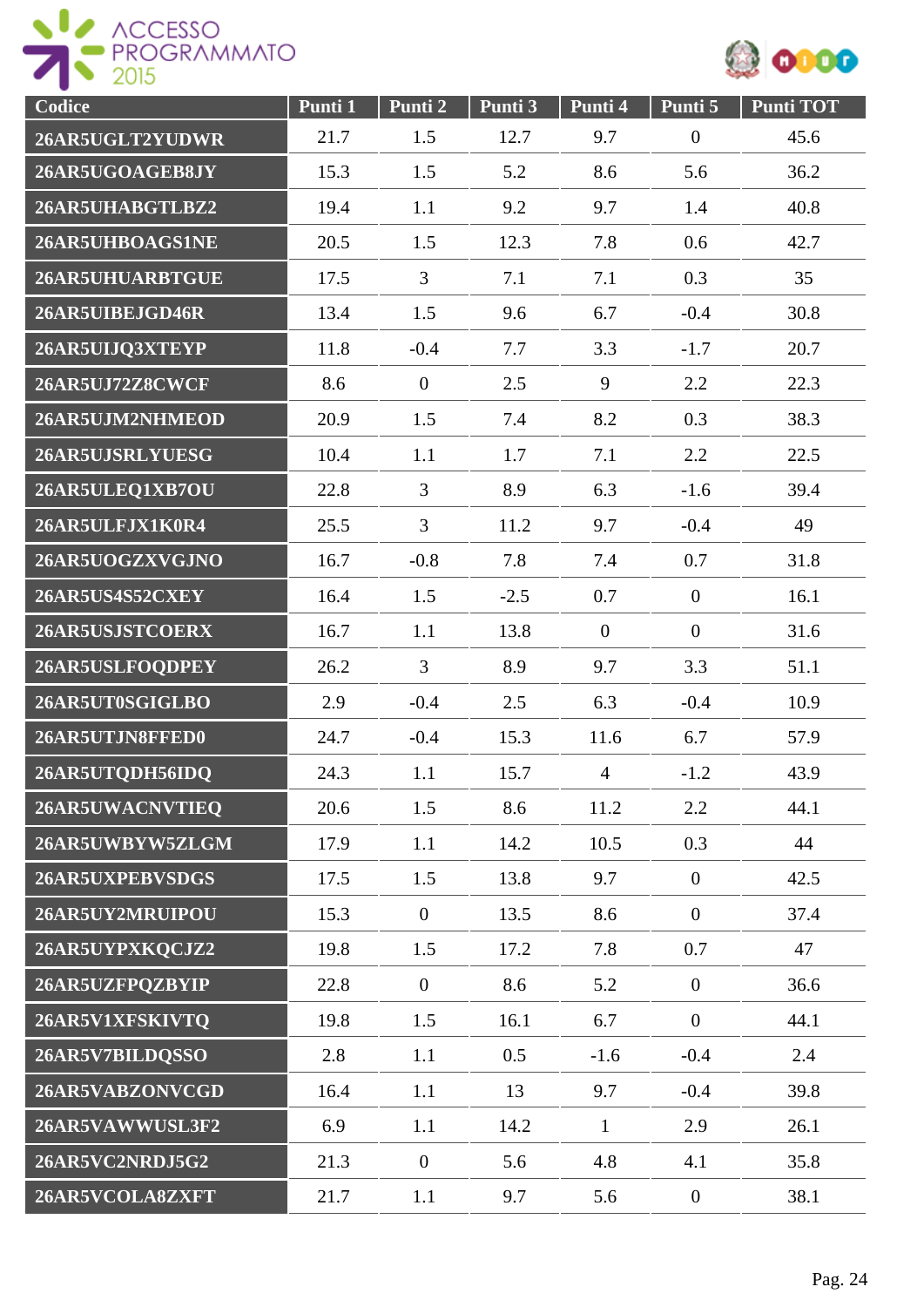| Codice | Punti 1 | Punti 2 | Punti 3 | Punti 4 | Punti 5 | Punti TOT |
|---|---|---|---|---|---|---|
| 26AR5UGLT2YUDWR | 21.7 | 1.5 | 12.7 | 9.7 | 0 | 45.6 |
| 26AR5UGOAGEB8JY | 15.3 | 1.5 | 5.2 | 8.6 | 5.6 | 36.2 |
| 26AR5UHABGTLBZ2 | 19.4 | 1.1 | 9.2 | 9.7 | 1.4 | 40.8 |
| 26AR5UHBOAGS1NE | 20.5 | 1.5 | 12.3 | 7.8 | 0.6 | 42.7 |
| 26AR5UHUARBTGUE | 17.5 | 3 | 7.1 | 7.1 | 0.3 | 35 |
| 26AR5UIBEJGD46R | 13.4 | 1.5 | 9.6 | 6.7 | -0.4 | 30.8 |
| 26AR5UIJQ3XTEYP | 11.8 | -0.4 | 7.7 | 3.3 | -1.7 | 20.7 |
| 26AR5UJ72Z8CWCF | 8.6 | 0 | 2.5 | 9 | 2.2 | 22.3 |
| 26AR5UJM2NHMEOD | 20.9 | 1.5 | 7.4 | 8.2 | 0.3 | 38.3 |
| 26AR5UJSRLYUESG | 10.4 | 1.1 | 1.7 | 7.1 | 2.2 | 22.5 |
| 26AR5ULEQ1XB7OU | 22.8 | 3 | 8.9 | 6.3 | -1.6 | 39.4 |
| 26AR5ULFJX1K0R4 | 25.5 | 3 | 11.2 | 9.7 | -0.4 | 49 |
| 26AR5UOGZXVGJNO | 16.7 | -0.8 | 7.8 | 7.4 | 0.7 | 31.8 |
| 26AR5US4S52CXEY | 16.4 | 1.5 | -2.5 | 0.7 | 0 | 16.1 |
| 26AR5USJSTCOERX | 16.7 | 1.1 | 13.8 | 0 | 0 | 31.6 |
| 26AR5USLFOQDPEY | 26.2 | 3 | 8.9 | 9.7 | 3.3 | 51.1 |
| 26AR5UT0SGIGLBO | 2.9 | -0.4 | 2.5 | 6.3 | -0.4 | 10.9 |
| 26AR5UTJN8FFED0 | 24.7 | -0.4 | 15.3 | 11.6 | 6.7 | 57.9 |
| 26AR5UTQDH56IDQ | 24.3 | 1.1 | 15.7 | 4 | -1.2 | 43.9 |
| 26AR5UWACNVTIEQ | 20.6 | 1.5 | 8.6 | 11.2 | 2.2 | 44.1 |
| 26AR5UWBYW5ZLGM | 17.9 | 1.1 | 14.2 | 10.5 | 0.3 | 44 |
| 26AR5UXPEBVSDGS | 17.5 | 1.5 | 13.8 | 9.7 | 0 | 42.5 |
| 26AR5UY2MRUIPOU | 15.3 | 0 | 13.5 | 8.6 | 0 | 37.4 |
| 26AR5UYPXKQCJZ2 | 19.8 | 1.5 | 17.2 | 7.8 | 0.7 | 47 |
| 26AR5UZFPQZBYIP | 22.8 | 0 | 8.6 | 5.2 | 0 | 36.6 |
| 26AR5V1XFSKIVTQ | 19.8 | 1.5 | 16.1 | 6.7 | 0 | 44.1 |
| 26AR5V7BILDQSSO | 2.8 | 1.1 | 0.5 | -1.6 | -0.4 | 2.4 |
| 26AR5VABZONVCGD | 16.4 | 1.1 | 13 | 9.7 | -0.4 | 39.8 |
| 26AR5VAWWUSL3F2 | 6.9 | 1.1 | 14.2 | 1 | 2.9 | 26.1 |
| 26AR5VC2NRDJ5G2 | 21.3 | 0 | 5.6 | 4.8 | 4.1 | 35.8 |
| 26AR5VCOLA8ZXFT | 21.7 | 1.1 | 9.7 | 5.6 | 0 | 38.1 |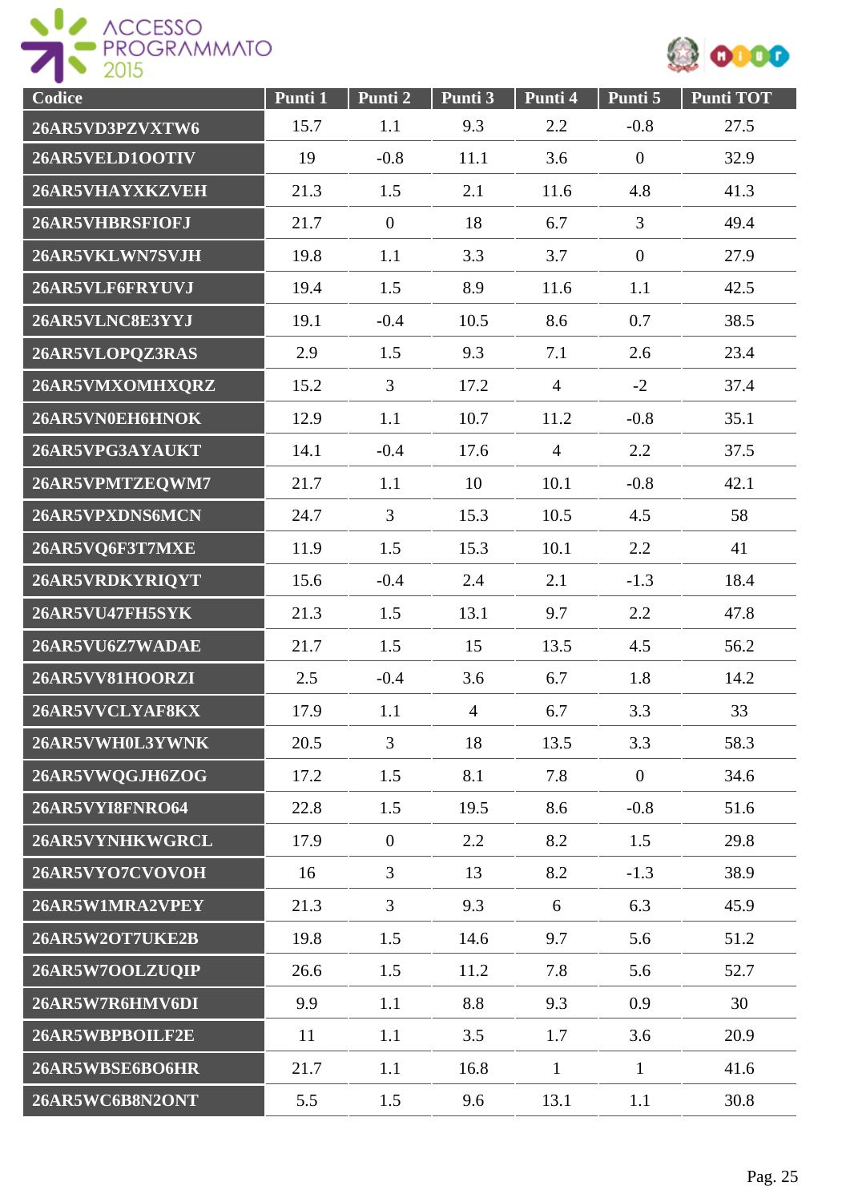| Codice | Punti 1 | Punti 2 | Punti 3 | Punti 4 | Punti 5 | Punti TOT |
|---|---|---|---|---|---|---|
| 26AR5VD3PZVXTW6 | 15.7 | 1.1 | 9.3 | 2.2 | -0.8 | 27.5 |
| 26AR5VELD1OOTIV | 19 | -0.8 | 11.1 | 3.6 | 0 | 32.9 |
| 26AR5VHAYXKZVEH | 21.3 | 1.5 | 2.1 | 11.6 | 4.8 | 41.3 |
| 26AR5VHBRSFIOFJ | 21.7 | 0 | 18 | 6.7 | 3 | 49.4 |
| 26AR5VKLWN7SVJH | 19.8 | 1.1 | 3.3 | 3.7 | 0 | 27.9 |
| 26AR5VLF6FRYUVJ | 19.4 | 1.5 | 8.9 | 11.6 | 1.1 | 42.5 |
| 26AR5VLNC8E3YYJ | 19.1 | -0.4 | 10.5 | 8.6 | 0.7 | 38.5 |
| 26AR5VLOPQZ3RAS | 2.9 | 1.5 | 9.3 | 7.1 | 2.6 | 23.4 |
| 26AR5VMXOMHXQRZ | 15.2 | 3 | 17.2 | 4 | -2 | 37.4 |
| 26AR5VN0EH6HNOK | 12.9 | 1.1 | 10.7 | 11.2 | -0.8 | 35.1 |
| 26AR5VPG3AYAUKT | 14.1 | -0.4 | 17.6 | 4 | 2.2 | 37.5 |
| 26AR5VPMTZEQWM7 | 21.7 | 1.1 | 10 | 10.1 | -0.8 | 42.1 |
| 26AR5VPXDNS6MCN | 24.7 | 3 | 15.3 | 10.5 | 4.5 | 58 |
| 26AR5VQ6F3T7MXE | 11.9 | 1.5 | 15.3 | 10.1 | 2.2 | 41 |
| 26AR5VRDKYRIQYT | 15.6 | -0.4 | 2.4 | 2.1 | -1.3 | 18.4 |
| 26AR5VU47FH5SYK | 21.3 | 1.5 | 13.1 | 9.7 | 2.2 | 47.8 |
| 26AR5VU6Z7WADAE | 21.7 | 1.5 | 15 | 13.5 | 4.5 | 56.2 |
| 26AR5VV81HOORZI | 2.5 | -0.4 | 3.6 | 6.7 | 1.8 | 14.2 |
| 26AR5VVCLYAF8KX | 17.9 | 1.1 | 4 | 6.7 | 3.3 | 33 |
| 26AR5VWH0L3YWNK | 20.5 | 3 | 18 | 13.5 | 3.3 | 58.3 |
| 26AR5VWQGJH6ZOG | 17.2 | 1.5 | 8.1 | 7.8 | 0 | 34.6 |
| 26AR5VYI8FNRO64 | 22.8 | 1.5 | 19.5 | 8.6 | -0.8 | 51.6 |
| 26AR5VYNHKWGRCL | 17.9 | 0 | 2.2 | 8.2 | 1.5 | 29.8 |
| 26AR5VYO7CVOVOH | 16 | 3 | 13 | 8.2 | -1.3 | 38.9 |
| 26AR5W1MRA2VPEY | 21.3 | 3 | 9.3 | 6 | 6.3 | 45.9 |
| 26AR5W2OT7UKE2B | 19.8 | 1.5 | 14.6 | 9.7 | 5.6 | 51.2 |
| 26AR5W7OOLZUQIP | 26.6 | 1.5 | 11.2 | 7.8 | 5.6 | 52.7 |
| 26AR5W7R6HMV6DI | 9.9 | 1.1 | 8.8 | 9.3 | 0.9 | 30 |
| 26AR5WBPBOILF2E | 11 | 1.1 | 3.5 | 1.7 | 3.6 | 20.9 |
| 26AR5WBSE6BO6HR | 21.7 | 1.1 | 16.8 | 1 | 1 | 41.6 |
| 26AR5WC6B8N2ONT | 5.5 | 1.5 | 9.6 | 13.1 | 1.1 | 30.8 |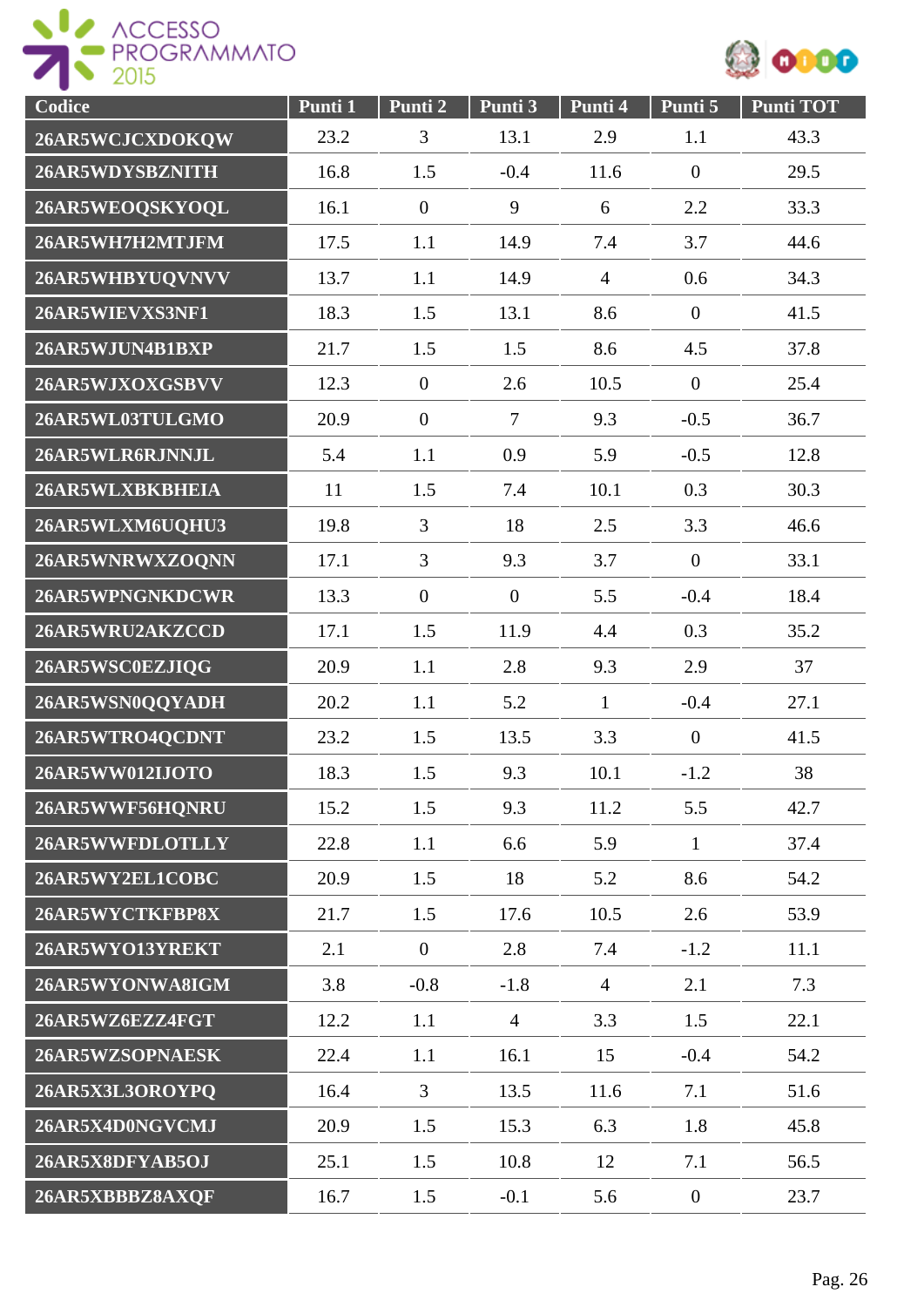| Codice | Punti 1 | Punti 2 | Punti 3 | Punti 4 | Punti 5 | Punti TOT |
|---|---|---|---|---|---|---|
| 26AR5WCJCXDOKQW | 23.2 | 3 | 13.1 | 2.9 | 1.1 | 43.3 |
| 26AR5WDYSBZNITH | 16.8 | 1.5 | -0.4 | 11.6 | 0 | 29.5 |
| 26AR5WEOQSKYOQL | 16.1 | 0 | 9 | 6 | 2.2 | 33.3 |
| 26AR5WH7H2MTJFM | 17.5 | 1.1 | 14.9 | 7.4 | 3.7 | 44.6 |
| 26AR5WHBYUQVNVV | 13.7 | 1.1 | 14.9 | 4 | 0.6 | 34.3 |
| 26AR5WIEVXS3NF1 | 18.3 | 1.5 | 13.1 | 8.6 | 0 | 41.5 |
| 26AR5WJUN4B1BXP | 21.7 | 1.5 | 1.5 | 8.6 | 4.5 | 37.8 |
| 26AR5WJXOXGSBVV | 12.3 | 0 | 2.6 | 10.5 | 0 | 25.4 |
| 26AR5WL03TULGMO | 20.9 | 0 | 7 | 9.3 | -0.5 | 36.7 |
| 26AR5WLR6RJNNJL | 5.4 | 1.1 | 0.9 | 5.9 | -0.5 | 12.8 |
| 26AR5WLXBKBHEIA | 11 | 1.5 | 7.4 | 10.1 | 0.3 | 30.3 |
| 26AR5WLXM6UQHU3 | 19.8 | 3 | 18 | 2.5 | 3.3 | 46.6 |
| 26AR5WNRWXZOQNN | 17.1 | 3 | 9.3 | 3.7 | 0 | 33.1 |
| 26AR5WPNGNKDCWR | 13.3 | 0 | 0 | 5.5 | -0.4 | 18.4 |
| 26AR5WRU2AKZCCD | 17.1 | 1.5 | 11.9 | 4.4 | 0.3 | 35.2 |
| 26AR5WSC0EZJIQG | 20.9 | 1.1 | 2.8 | 9.3 | 2.9 | 37 |
| 26AR5WSN0QQYADH | 20.2 | 1.1 | 5.2 | 1 | -0.4 | 27.1 |
| 26AR5WTRO4QCDNT | 23.2 | 1.5 | 13.5 | 3.3 | 0 | 41.5 |
| 26AR5WW012IJOTO | 18.3 | 1.5 | 9.3 | 10.1 | -1.2 | 38 |
| 26AR5WWF56HQNRU | 15.2 | 1.5 | 9.3 | 11.2 | 5.5 | 42.7 |
| 26AR5WWFDLOTLLY | 22.8 | 1.1 | 6.6 | 5.9 | 1 | 37.4 |
| 26AR5WY2EL1COBC | 20.9 | 1.5 | 18 | 5.2 | 8.6 | 54.2 |
| 26AR5WYCTKFBP8X | 21.7 | 1.5 | 17.6 | 10.5 | 2.6 | 53.9 |
| 26AR5WYO13YREKT | 2.1 | 0 | 2.8 | 7.4 | -1.2 | 11.1 |
| 26AR5WYONWA8IGM | 3.8 | -0.8 | -1.8 | 4 | 2.1 | 7.3 |
| 26AR5WZ6EZZ4FGT | 12.2 | 1.1 | 4 | 3.3 | 1.5 | 22.1 |
| 26AR5WZSOPNAESK | 22.4 | 1.1 | 16.1 | 15 | -0.4 | 54.2 |
| 26AR5X3L3OROYPQ | 16.4 | 3 | 13.5 | 11.6 | 7.1 | 51.6 |
| 26AR5X4D0NGVCMJ | 20.9 | 1.5 | 15.3 | 6.3 | 1.8 | 45.8 |
| 26AR5X8DFYAB5OJ | 25.1 | 1.5 | 10.8 | 12 | 7.1 | 56.5 |
| 26AR5XBBBZ8AXQF | 16.7 | 1.5 | -0.1 | 5.6 | 0 | 23.7 |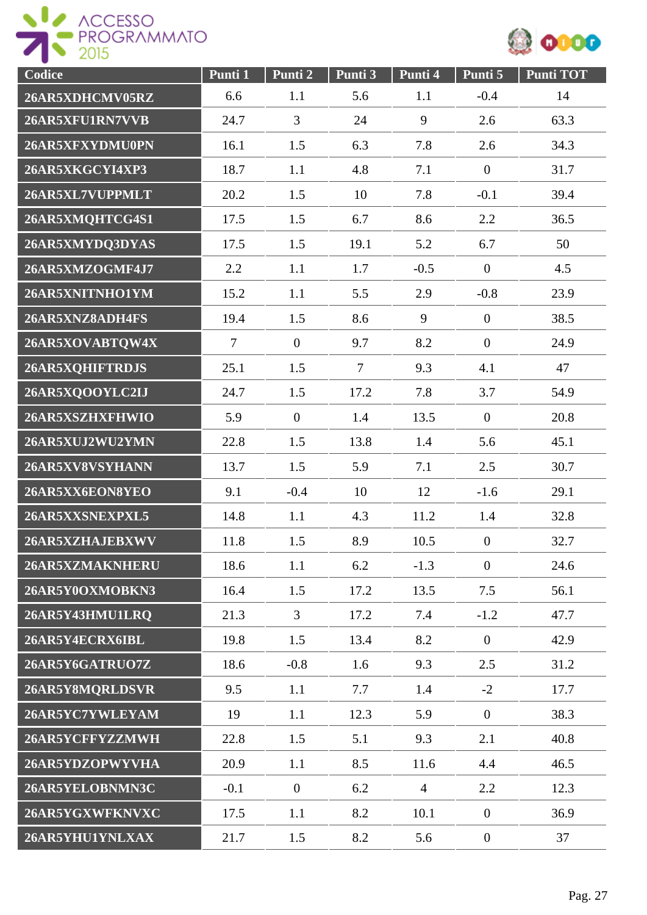| Codice | Punti 1 | Punti 2 | Punti 3 | Punti 4 | Punti 5 | Punti TOT |
|---|---|---|---|---|---|---|
| 26AR5XDHCMV05RZ | 6.6 | 1.1 | 5.6 | 1.1 | -0.4 | 14 |
| 26AR5XFU1RN7VVB | 24.7 | 3 | 24 | 9 | 2.6 | 63.3 |
| 26AR5XFXYDMU0PN | 16.1 | 1.5 | 6.3 | 7.8 | 2.6 | 34.3 |
| 26AR5XKGCYI4XP3 | 18.7 | 1.1 | 4.8 | 7.1 | 0 | 31.7 |
| 26AR5XL7VUPPMLT | 20.2 | 1.5 | 10 | 7.8 | -0.1 | 39.4 |
| 26AR5XMQHTCG4S1 | 17.5 | 1.5 | 6.7 | 8.6 | 2.2 | 36.5 |
| 26AR5XMYDQ3DYAS | 17.5 | 1.5 | 19.1 | 5.2 | 6.7 | 50 |
| 26AR5XMZOGMF4J7 | 2.2 | 1.1 | 1.7 | -0.5 | 0 | 4.5 |
| 26AR5XNITNHO1YM | 15.2 | 1.1 | 5.5 | 2.9 | -0.8 | 23.9 |
| 26AR5XNZ8ADH4FS | 19.4 | 1.5 | 8.6 | 9 | 0 | 38.5 |
| 26AR5XOVABTQW4X | 7 | 0 | 9.7 | 8.2 | 0 | 24.9 |
| 26AR5XQHIFTRDJS | 25.1 | 1.5 | 7 | 9.3 | 4.1 | 47 |
| 26AR5XQOOYLC2IJ | 24.7 | 1.5 | 17.2 | 7.8 | 3.7 | 54.9 |
| 26AR5XSZHXFHWIO | 5.9 | 0 | 1.4 | 13.5 | 0 | 20.8 |
| 26AR5XUJ2WU2YMN | 22.8 | 1.5 | 13.8 | 1.4 | 5.6 | 45.1 |
| 26AR5XV8VSYHANN | 13.7 | 1.5 | 5.9 | 7.1 | 2.5 | 30.7 |
| 26AR5XX6EON8YEO | 9.1 | -0.4 | 10 | 12 | -1.6 | 29.1 |
| 26AR5XXSNEXPXL5 | 14.8 | 1.1 | 4.3 | 11.2 | 1.4 | 32.8 |
| 26AR5XZHAJEBXWV | 11.8 | 1.5 | 8.9 | 10.5 | 0 | 32.7 |
| 26AR5XZMAKNHERU | 18.6 | 1.1 | 6.2 | -1.3 | 0 | 24.6 |
| 26AR5Y0OXMOBKN3 | 16.4 | 1.5 | 17.2 | 13.5 | 7.5 | 56.1 |
| 26AR5Y43HMU1LRQ | 21.3 | 3 | 17.2 | 7.4 | -1.2 | 47.7 |
| 26AR5Y4ECRX6IBL | 19.8 | 1.5 | 13.4 | 8.2 | 0 | 42.9 |
| 26AR5Y6GATRUO7Z | 18.6 | -0.8 | 1.6 | 9.3 | 2.5 | 31.2 |
| 26AR5Y8MQRLDSVR | 9.5 | 1.1 | 7.7 | 1.4 | -2 | 17.7 |
| 26AR5YC7YWLEYAM | 19 | 1.1 | 12.3 | 5.9 | 0 | 38.3 |
| 26AR5YCFFYZZMWH | 22.8 | 1.5 | 5.1 | 9.3 | 2.1 | 40.8 |
| 26AR5YDZOPWYVHA | 20.9 | 1.1 | 8.5 | 11.6 | 4.4 | 46.5 |
| 26AR5YELOBNMN3C | -0.1 | 0 | 6.2 | 4 | 2.2 | 12.3 |
| 26AR5YGXWFKNVXC | 17.5 | 1.1 | 8.2 | 10.1 | 0 | 36.9 |
| 26AR5YHU1YNLXAX | 21.7 | 1.5 | 8.2 | 5.6 | 0 | 37 |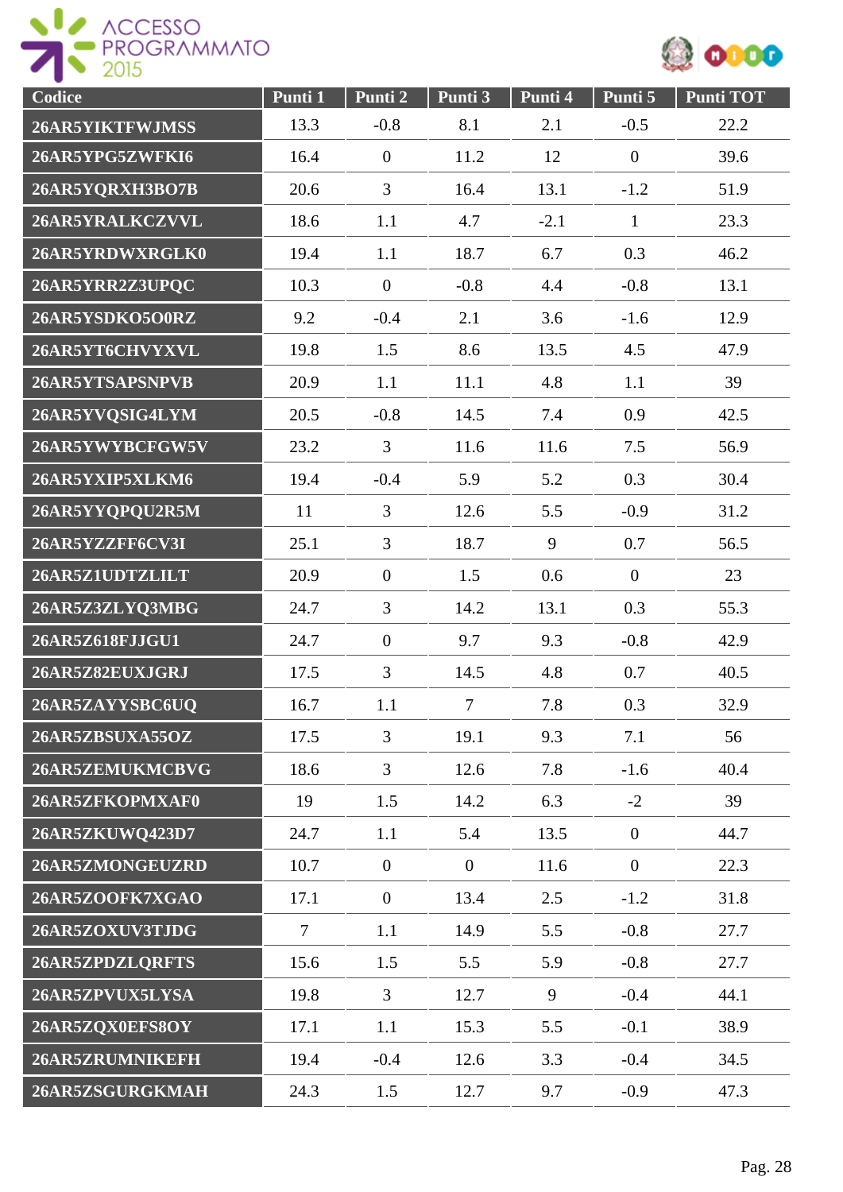| Codice | Punti 1 | Punti 2 | Punti 3 | Punti 4 | Punti 5 | Punti TOT |
|---|---|---|---|---|---|---|
| 26AR5YIKTFWJMSS | 13.3 | -0.8 | 8.1 | 2.1 | -0.5 | 22.2 |
| 26AR5YPG5ZWFKI6 | 16.4 | 0 | 11.2 | 12 | 0 | 39.6 |
| 26AR5YQRXH3BO7B | 20.6 | 3 | 16.4 | 13.1 | -1.2 | 51.9 |
| 26AR5YRALKCZVVL | 18.6 | 1.1 | 4.7 | -2.1 | 1 | 23.3 |
| 26AR5YRDWXRGLK0 | 19.4 | 1.1 | 18.7 | 6.7 | 0.3 | 46.2 |
| 26AR5YRR2Z3UPQC | 10.3 | 0 | -0.8 | 4.4 | -0.8 | 13.1 |
| 26AR5YSDKO5O0RZ | 9.2 | -0.4 | 2.1 | 3.6 | -1.6 | 12.9 |
| 26AR5YT6CHVYXVL | 19.8 | 1.5 | 8.6 | 13.5 | 4.5 | 47.9 |
| 26AR5YTSAPSNPVB | 20.9 | 1.1 | 11.1 | 4.8 | 1.1 | 39 |
| 26AR5YVQSIG4LYM | 20.5 | -0.8 | 14.5 | 7.4 | 0.9 | 42.5 |
| 26AR5YWYBCFGW5V | 23.2 | 3 | 11.6 | 11.6 | 7.5 | 56.9 |
| 26AR5YXIP5XLKM6 | 19.4 | -0.4 | 5.9 | 5.2 | 0.3 | 30.4 |
| 26AR5YYQPQU2R5M | 11 | 3 | 12.6 | 5.5 | -0.9 | 31.2 |
| 26AR5YZZFF6CV3I | 25.1 | 3 | 18.7 | 9 | 0.7 | 56.5 |
| 26AR5Z1UDTZLILT | 20.9 | 0 | 1.5 | 0.6 | 0 | 23 |
| 26AR5Z3ZLYQ3MBG | 24.7 | 3 | 14.2 | 13.1 | 0.3 | 55.3 |
| 26AR5Z618FJJGU1 | 24.7 | 0 | 9.7 | 9.3 | -0.8 | 42.9 |
| 26AR5Z82EUXJGRJ | 17.5 | 3 | 14.5 | 4.8 | 0.7 | 40.5 |
| 26AR5ZAYYSBC6UQ | 16.7 | 1.1 | 7 | 7.8 | 0.3 | 32.9 |
| 26AR5ZBSUXA55OZ | 17.5 | 3 | 19.1 | 9.3 | 7.1 | 56 |
| 26AR5ZEMUKMCBVG | 18.6 | 3 | 12.6 | 7.8 | -1.6 | 40.4 |
| 26AR5ZFKOPMXAF0 | 19 | 1.5 | 14.2 | 6.3 | -2 | 39 |
| 26AR5ZKUWQ423D7 | 24.7 | 1.1 | 5.4 | 13.5 | 0 | 44.7 |
| 26AR5ZMONGEUZRD | 10.7 | 0 | 0 | 11.6 | 0 | 22.3 |
| 26AR5ZOOFK7XGAO | 17.1 | 0 | 13.4 | 2.5 | -1.2 | 31.8 |
| 26AR5ZOXUV3TJDG | 7 | 1.1 | 14.9 | 5.5 | -0.8 | 27.7 |
| 26AR5ZPDZLQRFTS | 15.6 | 1.5 | 5.5 | 5.9 | -0.8 | 27.7 |
| 26AR5ZPVUX5LYSA | 19.8 | 3 | 12.7 | 9 | -0.4 | 44.1 |
| 26AR5ZQX0EFS8OY | 17.1 | 1.1 | 15.3 | 5.5 | -0.1 | 38.9 |
| 26AR5ZRUMNIKEFH | 19.4 | -0.4 | 12.6 | 3.3 | -0.4 | 34.5 |
| 26AR5ZSGURGKMAH | 24.3 | 1.5 | 12.7 | 9.7 | -0.9 | 47.3 |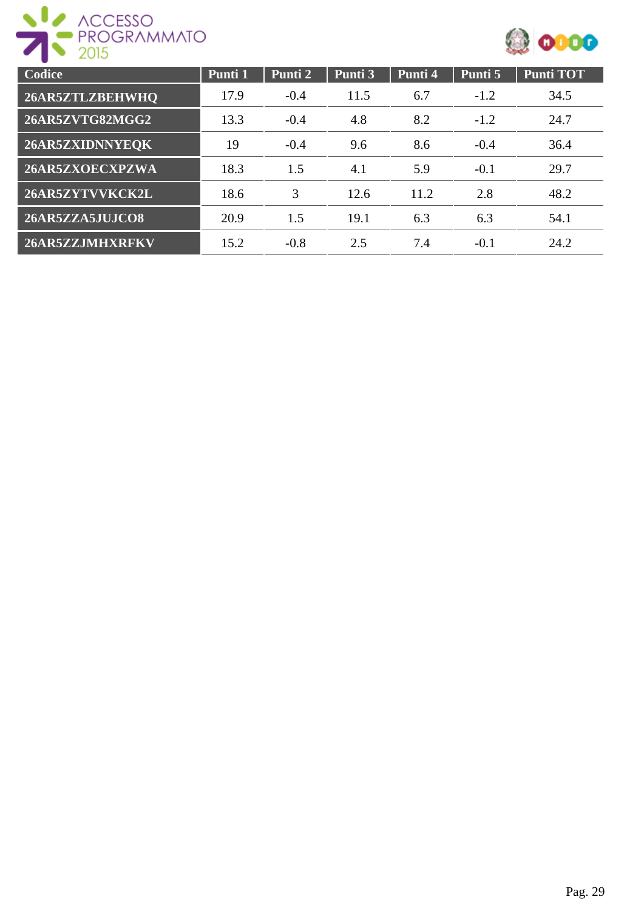| Codice | Punti 1 | Punti 2 | Punti 3 | Punti 4 | Punti 5 | Punti TOT |
|---|---|---|---|---|---|---|
| 26AR5ZTLZBEHWHQ | 17.9 | -0.4 | 11.5 | 6.7 | -1.2 | 34.5 |
| 26AR5ZVTG82MGG2 | 13.3 | -0.4 | 4.8 | 8.2 | -1.2 | 24.7 |
| 26AR5ZXIDNNYEQK | 19 | -0.4 | 9.6 | 8.6 | -0.4 | 36.4 |
| 26AR5ZXOECXPZWA | 18.3 | 1.5 | 4.1 | 5.9 | -0.1 | 29.7 |
| 26AR5ZYTVVKCK2L | 18.6 | 3 | 12.6 | 11.2 | 2.8 | 48.2 |
| 26AR5ZZA5JUJCO8 | 20.9 | 1.5 | 19.1 | 6.3 | 6.3 | 54.1 |
| 26AR5ZZJMHXRFKV | 15.2 | -0.8 | 2.5 | 7.4 | -0.1 | 24.2 |